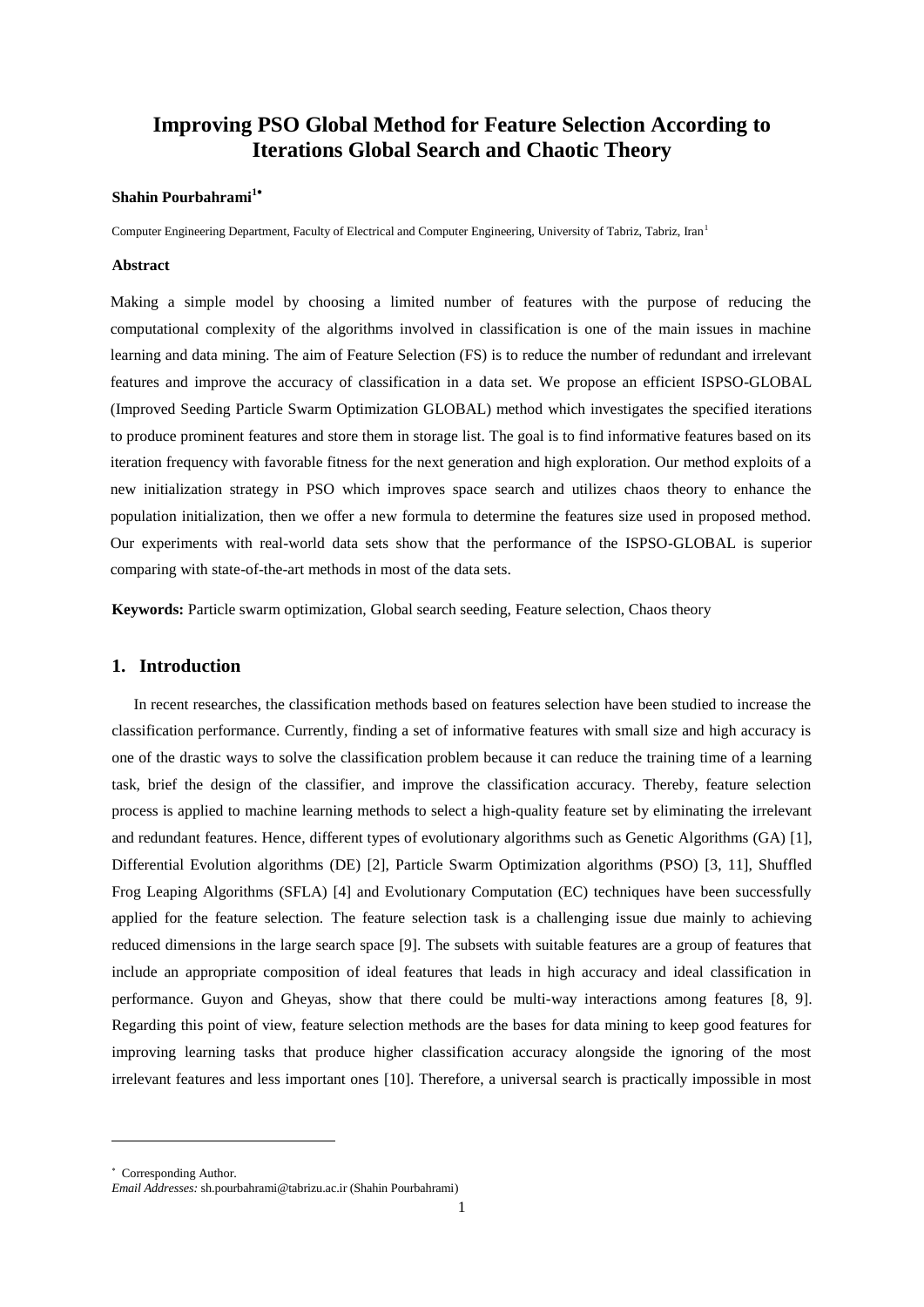# Improving PSO Global Method for Feature Selection According to Iterations Global Search and Chaotic Theory

**Shahin Pourbahrami[1]***

Computer Engineering Department, Faculty of Electrical and Computer Engineering, University of Tabriz, Tabriz, Iran[1]

**Abstract**

Making a simple model by choosing a limited number of features with the purpose of reducing the computational complexity of the algorithms involved in classification is one of the main issues in machine learning and data mining. The aim of Feature Selection (FS) is to reduce the number of redundant and irrelevant features and improve the accuracy of classification in a data set. We propose an efficient ISPSO-GLOBAL (Improved Seeding Particle Swarm Optimization GLOBAL) method which investigates the specified iterations to produce prominent features and store them in storage list. The goal is to find informative features based on its iteration frequency with favorable fitness for the next generation and high exploration. Our method exploits of a new initialization strategy in PSO which improves space search and utilizes chaos theory to enhance the population initialization, then we offer a new formula to determine the features size used in proposed method. Our experiments with real-world data sets show that the performance of the ISPSO-GLOBAL is superior comparing with state-of-the-art methods in most of the data sets.

**Keywords:** Particle swarm optimization, Global search seeding, Feature selection, Chaos theory

## 1. Introduction

In recent researches, the classification methods based on features selection have been studied to increase the classification performance. Currently, finding a set of informative features with small size and high accuracy is one of the drastic ways to solve the classification problem because it can reduce the training time of a learning task, brief the design of the classifier, and improve the classification accuracy. Thereby, feature selection process is applied to machine learning methods to select a high-quality feature set by eliminating the irrelevant and redundant features. Hence, different types of evolutionary algorithms such as Genetic Algorithms (GA) [1], Differential Evolution algorithms (DE) [2], Particle Swarm Optimization algorithms (PSO) [3, 11], Shuffled Frog Leaping Algorithms (SFLA) [4] and Evolutionary Computation (EC) techniques have been successfully applied for the feature selection. The feature selection task is a challenging issue due mainly to achieving reduced dimensions in the large search space [9]. The subsets with suitable features are a group of features that include an appropriate composition of ideal features that leads in high accuracy and ideal classification in performance. Guyon and Gheyas, show that there could be multi-way interactions among features [8, 9]. Regarding this point of view, feature selection methods are the bases for data mining to keep good features for improving learning tasks that produce higher classification accuracy alongside the ignoring of the most irrelevant features and less important ones [10]. Therefore, a universal search is practically impossible in most

---

* Corresponding Author.
*Email Addresses:* sh.pourbahrami@tabrizu.ac.ir (Shahin Pourbahrami)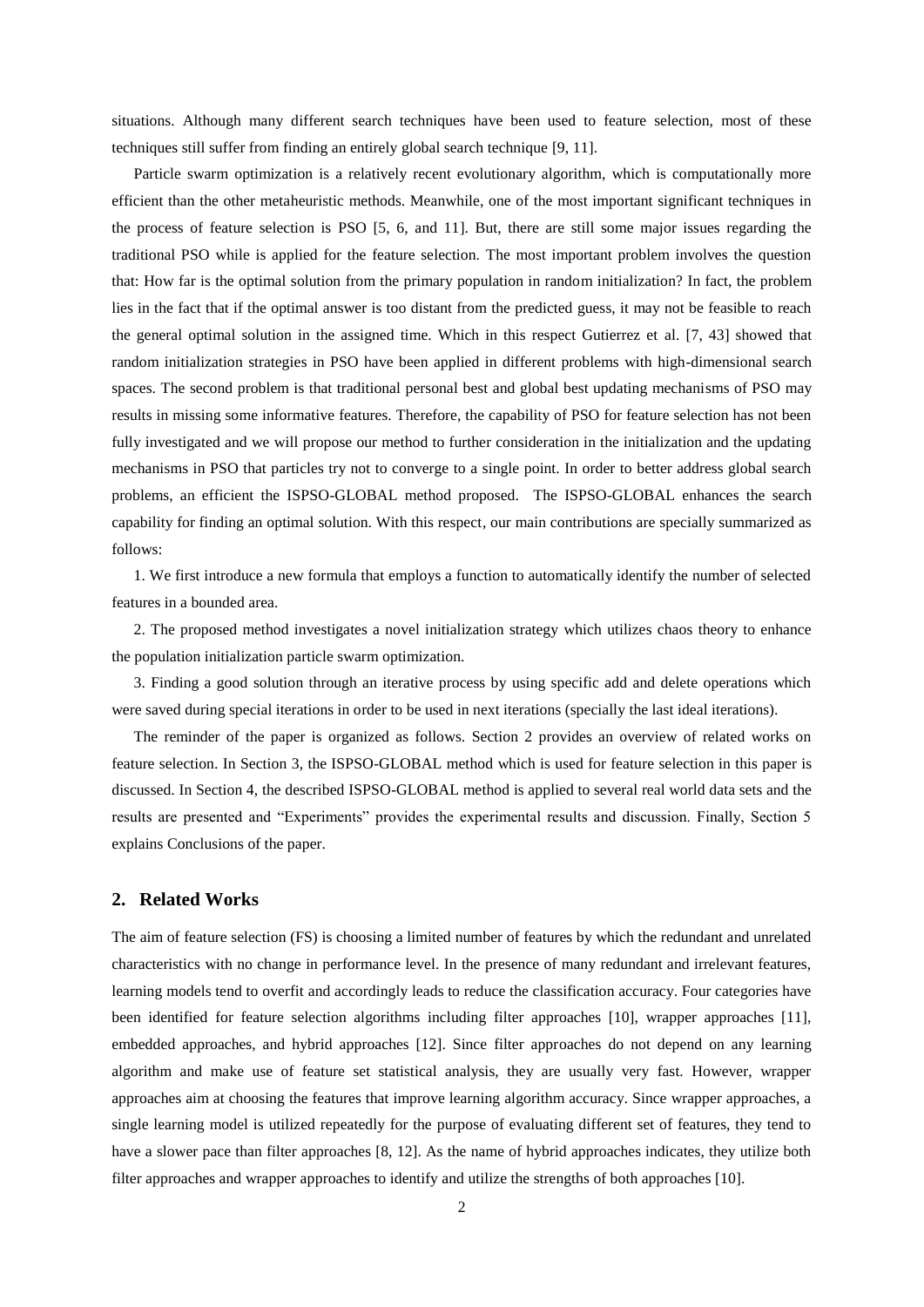situations. Although many different search techniques have been used to feature selection, most of these techniques still suffer from finding an entirely global search technique [9, 11].

Particle swarm optimization is a relatively recent evolutionary algorithm, which is computationally more efficient than the other metaheuristic methods. Meanwhile, one of the most important significant techniques in the process of feature selection is PSO [5, 6, and 11]. But, there are still some major issues regarding the traditional PSO while is applied for the feature selection. The most important problem involves the question that: How far is the optimal solution from the primary population in random initialization? In fact, the problem lies in the fact that if the optimal answer is too distant from the predicted guess, it may not be feasible to reach the general optimal solution in the assigned time. Which in this respect Gutierrez et al. [7, 43] showed that random initialization strategies in PSO have been applied in different problems with high-dimensional search spaces. The second problem is that traditional personal best and global best updating mechanisms of PSO may results in missing some informative features. Therefore, the capability of PSO for feature selection has not been fully investigated and we will propose our method to further consideration in the initialization and the updating mechanisms in PSO that particles try not to converge to a single point. In order to better address global search problems, an efficient the ISPSO-GLOBAL method proposed. The ISPSO-GLOBAL enhances the search capability for finding an optimal solution. With this respect, our main contributions are specially summarized as follows:

1. We first introduce a new formula that employs a function to automatically identify the number of selected features in a bounded area.

2. The proposed method investigates a novel initialization strategy which utilizes chaos theory to enhance the population initialization particle swarm optimization.

3. Finding a good solution through an iterative process by using specific add and delete operations which were saved during special iterations in order to be used in next iterations (specially the last ideal iterations).

The reminder of the paper is organized as follows. Section 2 provides an overview of related works on feature selection. In Section 3, the ISPSO-GLOBAL method which is used for feature selection in this paper is discussed. In Section 4, the described ISPSO-GLOBAL method is applied to several real world data sets and the results are presented and "Experiments" provides the experimental results and discussion. Finally, Section 5 explains Conclusions of the paper.

## 2. Related Works

The aim of feature selection (FS) is choosing a limited number of features by which the redundant and unrelated characteristics with no change in performance level. In the presence of many redundant and irrelevant features, learning models tend to overfit and accordingly leads to reduce the classification accuracy. Four categories have been identified for feature selection algorithms including filter approaches [10], wrapper approaches [11], embedded approaches, and hybrid approaches [12]. Since filter approaches do not depend on any learning algorithm and make use of feature set statistical analysis, they are usually very fast. However, wrapper approaches aim at choosing the features that improve learning algorithm accuracy. Since wrapper approaches, a single learning model is utilized repeatedly for the purpose of evaluating different set of features, they tend to have a slower pace than filter approaches [8, 12]. As the name of hybrid approaches indicates, they utilize both filter approaches and wrapper approaches to identify and utilize the strengths of both approaches [10].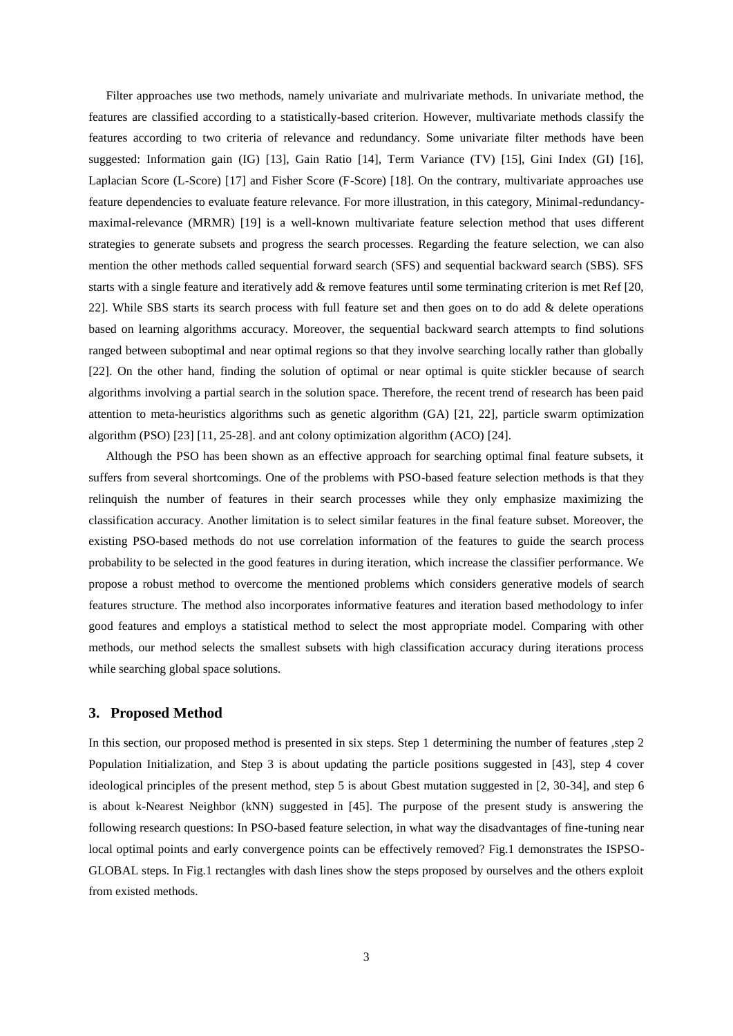Filter approaches use two methods, namely univariate and mulrivariate methods. In univariate method, the features are classified according to a statistically-based criterion. However, multivariate methods classify the features according to two criteria of relevance and redundancy. Some univariate filter methods have been suggested: Information gain (IG) [13], Gain Ratio [14], Term Variance (TV) [15], Gini Index (GI) [16], Laplacian Score (L-Score) [17] and Fisher Score (F-Score) [18]. On the contrary, multivariate approaches use feature dependencies to evaluate feature relevance. For more illustration, in this category, Minimal-redundancy-maximal-relevance (MRMR) [19] is a well-known multivariate feature selection method that uses different strategies to generate subsets and progress the search processes. Regarding the feature selection, we can also mention the other methods called sequential forward search (SFS) and sequential backward search (SBS). SFS starts with a single feature and iteratively add & remove features until some terminating criterion is met Ref [20, 22]. While SBS starts its search process with full feature set and then goes on to do add & delete operations based on learning algorithms accuracy. Moreover, the sequential backward search attempts to find solutions ranged between suboptimal and near optimal regions so that they involve searching locally rather than globally [22]. On the other hand, finding the solution of optimal or near optimal is quite stickler because of search algorithms involving a partial search in the solution space. Therefore, the recent trend of research has been paid attention to meta-heuristics algorithms such as genetic algorithm (GA) [21, 22], particle swarm optimization algorithm (PSO) [23] [11, 25-28]. and ant colony optimization algorithm (ACO) [24].

Although the PSO has been shown as an effective approach for searching optimal final feature subsets, it suffers from several shortcomings. One of the problems with PSO-based feature selection methods is that they relinquish the number of features in their search processes while they only emphasize maximizing the classification accuracy. Another limitation is to select similar features in the final feature subset. Moreover, the existing PSO-based methods do not use correlation information of the features to guide the search process probability to be selected in the good features in during iteration, which increase the classifier performance. We propose a robust method to overcome the mentioned problems which considers generative models of search features structure. The method also incorporates informative features and iteration based methodology to infer good features and employs a statistical method to select the most appropriate model. Comparing with other methods, our method selects the smallest subsets with high classification accuracy during iterations process while searching global space solutions.

## 3. Proposed Method

In this section, our proposed method is presented in six steps. Step 1 determining the number of features ,step 2 Population Initialization, and Step 3 is about updating the particle positions suggested in [43], step 4 cover ideological principles of the present method, step 5 is about Gbest mutation suggested in [2, 30-34], and step 6 is about k-Nearest Neighbor (kNN) suggested in [45]. The purpose of the present study is answering the following research questions: In PSO-based feature selection, in what way the disadvantages of fine-tuning near local optimal points and early convergence points can be effectively removed? Fig.1 demonstrates the ISPSO-GLOBAL steps. In Fig.1 rectangles with dash lines show the steps proposed by ourselves and the others exploit from existed methods.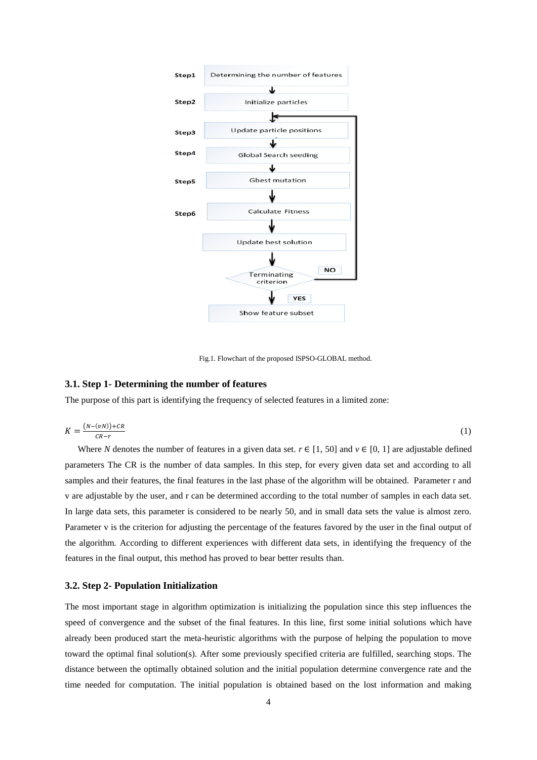Fig.1. Flowchart of the proposed ISPSO-GLOBAL method.

### 3.1. Step 1- Determining the number of features

The purpose of this part is identifying the frequency of selected features in a limited zone:

$$K = \frac{(N-(vN))+CR}{CR-r} \tag{1}$$

Where $N$ denotes the number of features in a given data set. $r \in [1, 50]$ and $v \in [0, 1]$ are adjustable defined parameters The CR is the number of data samples. In this step, for every given data set and according to all samples and their features, the final features in the last phase of the algorithm will be obtained. Parameter r and v are adjustable by the user, and r can be determined according to the total number of samples in each data set. In large data sets, this parameter is considered to be nearly 50, and in small data sets the value is almost zero. Parameter v is the criterion for adjusting the percentage of the features favored by the user in the final output of the algorithm. According to different experiences with different data sets, in identifying the frequency of the features in the final output, this method has proved to bear better results than.

### 3.2. Step 2- Population Initialization

The most important stage in algorithm optimization is initializing the population since this step influences the speed of convergence and the subset of the final features. In this line, first some initial solutions which have already been produced start the meta-heuristic algorithms with the purpose of helping the population to move toward the optimal final solution(s). After some previously specified criteria are fulfilled, searching stops. The distance between the optimally obtained solution and the initial population determine convergence rate and the time needed for computation. The initial population is obtained based on the lost information and making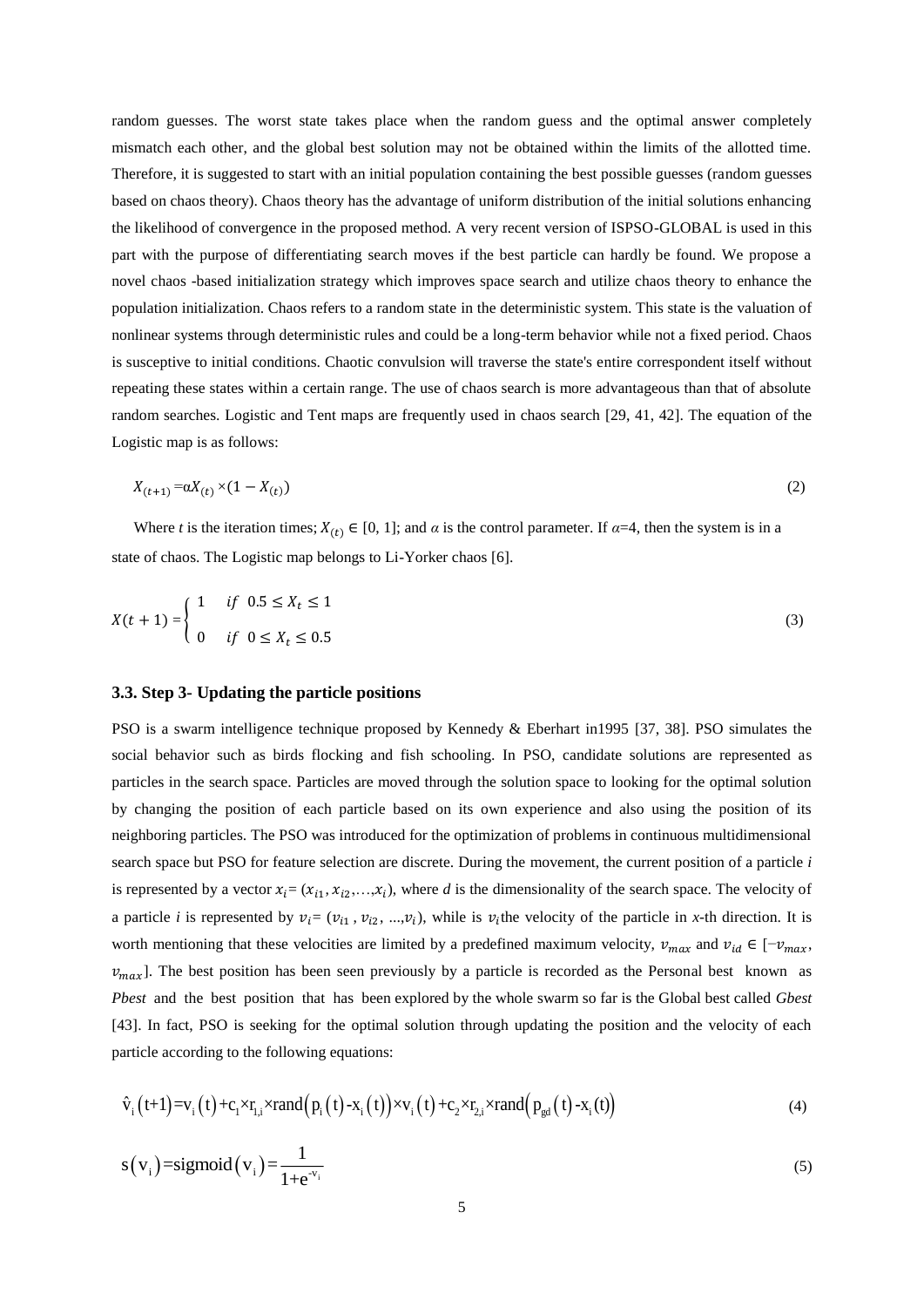random guesses. The worst state takes place when the random guess and the optimal answer completely mismatch each other, and the global best solution may not be obtained within the limits of the allotted time. Therefore, it is suggested to start with an initial population containing the best possible guesses (random guesses based on chaos theory). Chaos theory has the advantage of uniform distribution of the initial solutions enhancing the likelihood of convergence in the proposed method. A very recent version of ISPSO-GLOBAL is used in this part with the purpose of differentiating search moves if the best particle can hardly be found. We propose a novel chaos -based initialization strategy which improves space search and utilize chaos theory to enhance the population initialization. Chaos refers to a random state in the deterministic system. This state is the valuation of nonlinear systems through deterministic rules and could be a long-term behavior while not a fixed period. Chaos is susceptive to initial conditions. Chaotic convulsion will traverse the state's entire correspondent itself without repeating these states within a certain range. The use of chaos search is more advantageous than that of absolute random searches. Logistic and Tent maps are frequently used in chaos search [29, 41, 42]. The equation of the Logistic map is as follows:

$$X_{(t+1)} = \alpha X_{(t)} \times (1 - X_{(t)}) \tag{2}$$

Where $t$ is the iteration times; $X_{(t)} \in [0, 1]$; and $\alpha$ is the control parameter. If $\alpha$=4, then the system is in a state of chaos. The Logistic map belongs to Li-Yorker chaos [6].

$$X(t+1) = \begin{cases} 1 & if\ \ 0.5 \leq X_t \leq 1 \\ 0 & if\ \ 0 \leq X_t \leq 0.5 \end{cases} \tag{3}$$

### 3.3. Step 3- Updating the particle positions

PSO is a swarm intelligence technique proposed by Kennedy & Eberhart in1995 [37, 38]. PSO simulates the social behavior such as birds flocking and fish schooling. In PSO, candidate solutions are represented as particles in the search space. Particles are moved through the solution space to looking for the optimal solution by changing the position of each particle based on its own experience and also using the position of its neighboring particles. The PSO was introduced for the optimization of problems in continuous multidimensional search space but PSO for feature selection are discrete. During the movement, the current position of a particle $i$ is represented by a vector $x_i = (x_{i1}, x_{i2},\ldots,x_i)$, where $d$ is the dimensionality of the search space. The velocity of a particle $i$ is represented by $v_i = (v_{i1}, v_{i2}, \ldots,v_i)$, while is $v_i$the velocity of the particle in $x$-th direction. It is worth mentioning that these velocities are limited by a predefined maximum velocity, $v_{max}$ and $v_{id} \in [-v_{max}, v_{max}]$. The best position has been seen previously by a particle is recorded as the Personal best known as *Pbest* and the best position that has been explored by the whole swarm so far is the Global best called *Gbest* [43]. In fact, PSO is seeking for the optimal solution through updating the position and the velocity of each particle according to the following equations:

$$\hat{v}_i(t+1) = v_i(t) + c_1 \times r_{1,i} \times \text{rand}\left(p_i(t) - x_i(t)\right) \times v_i(t) + c_2 \times r_{2,i} \times \text{rand}\left(p_{gd}(t) - x_i(t)\right) \tag{4}$$

$$s(v_i) = \text{sigmoid}(v_i) = \frac{1}{1+e^{-v_i}} \tag{5}$$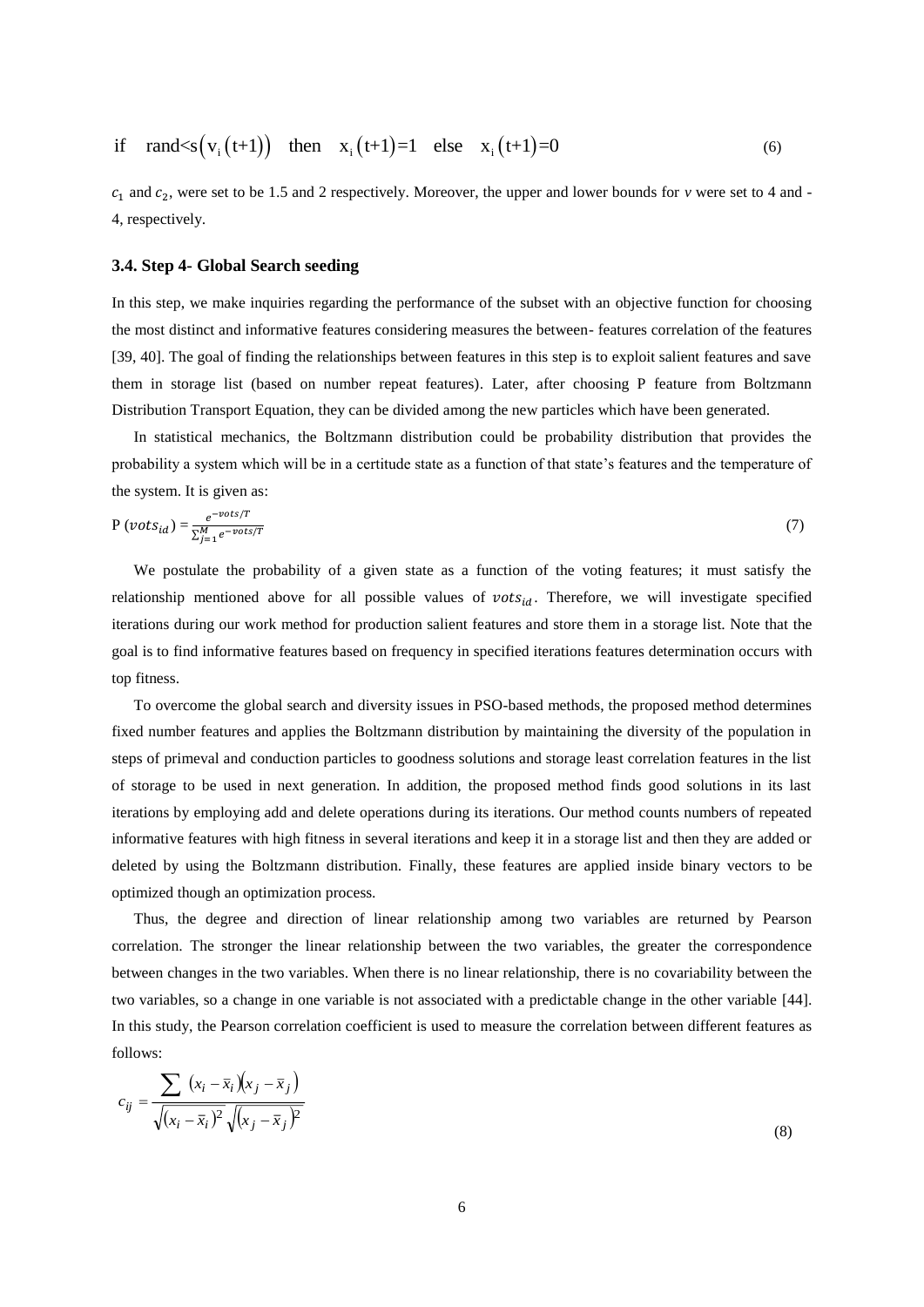$$\text{if} \quad \text{rand} < s\left(v_i\left(t+1\right)\right) \quad \text{then} \quad x_i\left(t+1\right)=1 \quad \text{else} \quad x_i\left(t+1\right)=0 \tag{6}$$

$c_1$ and $c_2$, were set to be 1.5 and 2 respectively. Moreover, the upper and lower bounds for *v* were set to 4 and -4, respectively.

### 3.4. Step 4- Global Search seeding

In this step, we make inquiries regarding the performance of the subset with an objective function for choosing the most distinct and informative features considering measures the between- features correlation of the features [39, 40]. The goal of finding the relationships between features in this step is to exploit salient features and save them in storage list (based on number repeat features). Later, after choosing P feature from Boltzmann Distribution Transport Equation, they can be divided among the new particles which have been generated.

In statistical mechanics, the Boltzmann distribution could be probability distribution that provides the probability a system which will be in a certitude state as a function of that state's features and the temperature of the system. It is given as:

$$\text{P}\ (vots_{id}) = \frac{e^{-vots/T}}{\sum_{j=1}^{M} e^{-vots/T}} \tag{7}$$

We postulate the probability of a given state as a function of the voting features; it must satisfy the relationship mentioned above for all possible values of $vots_{id}$. Therefore, we will investigate specified iterations during our work method for production salient features and store them in a storage list. Note that the goal is to find informative features based on frequency in specified iterations features determination occurs with top fitness.

To overcome the global search and diversity issues in PSO-based methods, the proposed method determines fixed number features and applies the Boltzmann distribution by maintaining the diversity of the population in steps of primeval and conduction particles to goodness solutions and storage least correlation features in the list of storage to be used in next generation. In addition, the proposed method finds good solutions in its last iterations by employing add and delete operations during its iterations. Our method counts numbers of repeated informative features with high fitness in several iterations and keep it in a storage list and then they are added or deleted by using the Boltzmann distribution. Finally, these features are applied inside binary vectors to be optimized though an optimization process.

Thus, the degree and direction of linear relationship among two variables are returned by Pearson correlation. The stronger the linear relationship between the two variables, the greater the correspondence between changes in the two variables. When there is no linear relationship, there is no covariability between the two variables, so a change in one variable is not associated with a predictable change in the other variable [44]. In this study, the Pearson correlation coefficient is used to measure the correlation between different features as follows:

$$c_{ij} = \frac{\sum \left(x_i - \bar{x}_i\right)\left(x_j - \bar{x}_j\right)}{\sqrt{\left(x_i - \bar{x}_i\right)^2}\sqrt{\left(x_j - \bar{x}_j\right)^2}} \tag{8}$$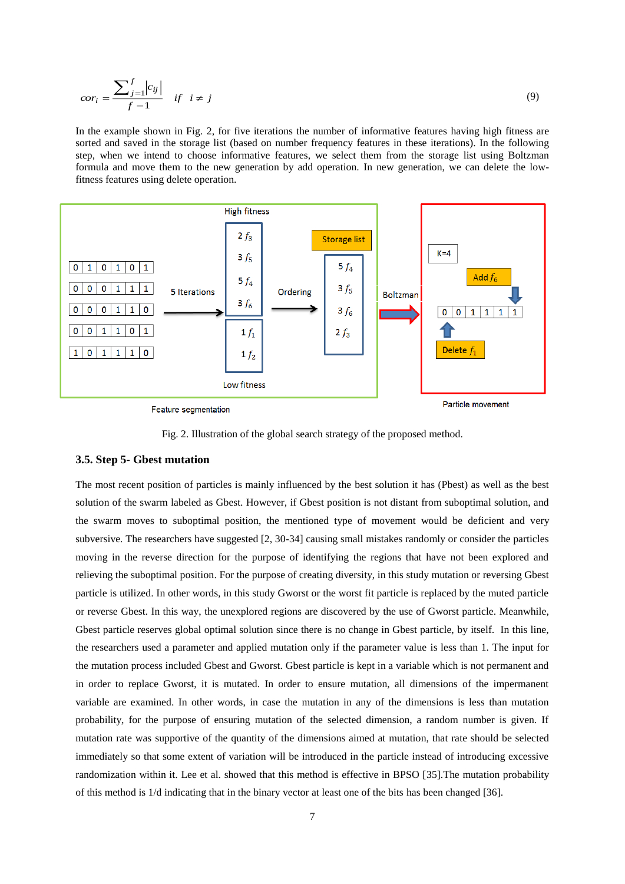$$cor_i = \frac{\sum_{j=1}^{f} |c_{ij}|}{f-1} \quad if \quad i \neq j \tag{9}$$

In the example shown in Fig. 2, for five iterations the number of informative features having high fitness are sorted and saved in the storage list (based on number frequency features in these iterations). In the following step, when we intend to choose informative features, we select them from the storage list using Boltzman formula and move them to the new generation by add operation. In new generation, we can delete the low-fitness features using delete operation.

Fig. 2. Illustration of the global search strategy of the proposed method.

### 3.5. Step 5- Gbest mutation

The most recent position of particles is mainly influenced by the best solution it has (Pbest) as well as the best solution of the swarm labeled as Gbest. However, if Gbest position is not distant from suboptimal solution, and the swarm moves to suboptimal position, the mentioned type of movement would be deficient and very subversive. The researchers have suggested [2, 30-34] causing small mistakes randomly or consider the particles moving in the reverse direction for the purpose of identifying the regions that have not been explored and relieving the suboptimal position. For the purpose of creating diversity, in this study mutation or reversing Gbest particle is utilized. In other words, in this study Gworst or the worst fit particle is replaced by the muted particle or reverse Gbest. In this way, the unexplored regions are discovered by the use of Gworst particle. Meanwhile, Gbest particle reserves global optimal solution since there is no change in Gbest particle, by itself. In this line, the researchers used a parameter and applied mutation only if the parameter value is less than 1. The input for the mutation process included Gbest and Gworst. Gbest particle is kept in a variable which is not permanent and in order to replace Gworst, it is mutated. In order to ensure mutation, all dimensions of the impermanent variable are examined. In other words, in case the mutation in any of the dimensions is less than mutation probability, for the purpose of ensuring mutation of the selected dimension, a random number is given. If mutation rate was supportive of the quantity of the dimensions aimed at mutation, that rate should be selected immediately so that some extent of variation will be introduced in the particle instead of introducing excessive randomization within it. Lee et al. showed that this method is effective in BPSO [35].The mutation probability of this method is 1/d indicating that in the binary vector at least one of the bits has been changed [36].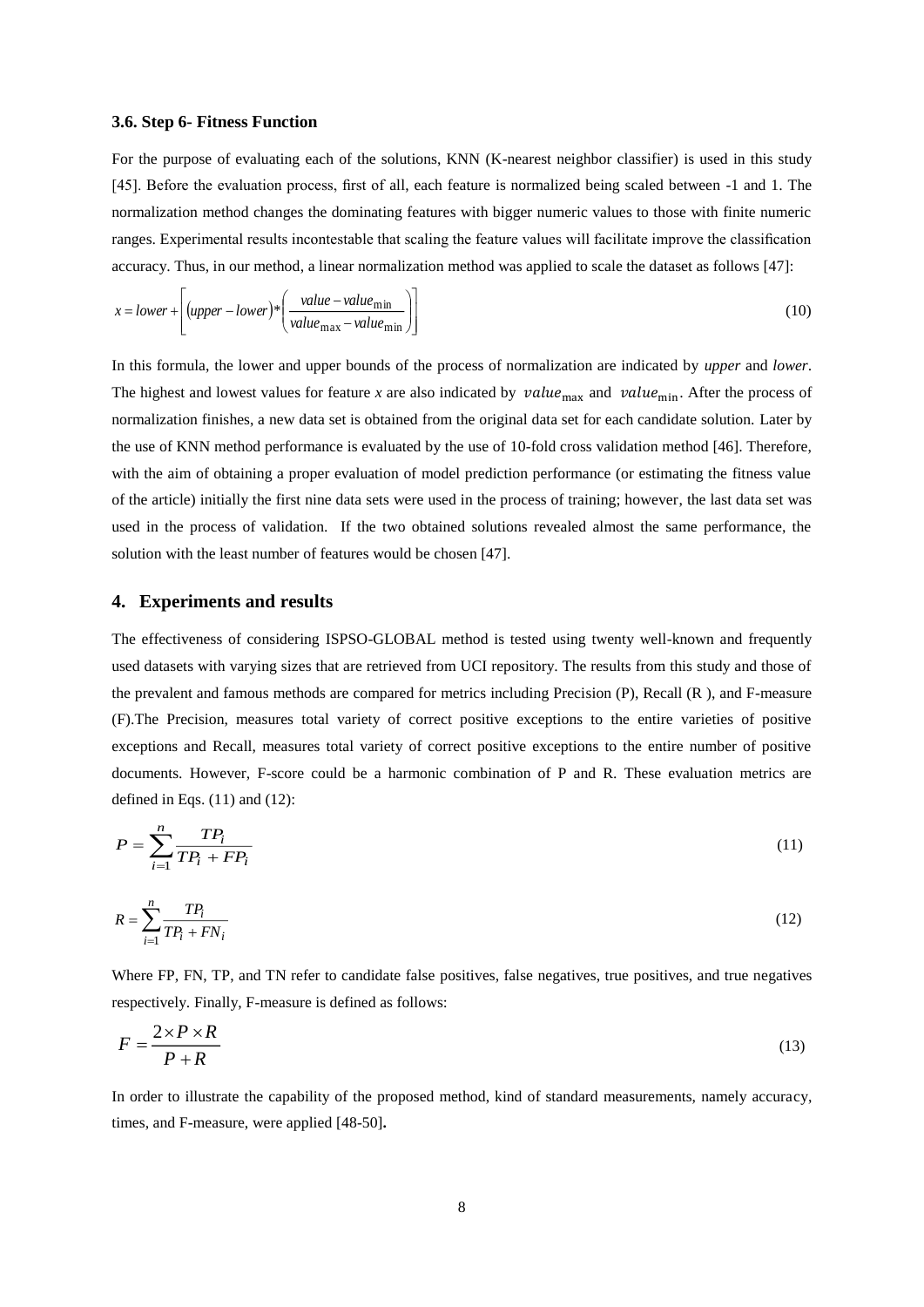### 3.6. Step 6- Fitness Function

For the purpose of evaluating each of the solutions, KNN (K-nearest neighbor classifier) is used in this study [45]. Before the evaluation process, first of all, each feature is normalized being scaled between -1 and 1. The normalization method changes the dominating features with bigger numeric values to those with finite numeric ranges. Experimental results incontestable that scaling the feature values will facilitate improve the classification accuracy. Thus, in our method, a linear normalization method was applied to scale the dataset as follows [47]:

$$x = lower + \left[ (upper - lower) * \left( \frac{value - value_{\min}}{value_{\max} - value_{\min}} \right) \right] \tag{10}$$

In this formula, the lower and upper bounds of the process of normalization are indicated by *upper* and *lower*. The highest and lowest values for feature *x* are also indicated by $value_{\max}$ and $value_{\min}$. After the process of normalization finishes, a new data set is obtained from the original data set for each candidate solution. Later by the use of KNN method performance is evaluated by the use of 10-fold cross validation method [46]. Therefore, with the aim of obtaining a proper evaluation of model prediction performance (or estimating the fitness value of the article) initially the first nine data sets were used in the process of training; however, the last data set was used in the process of validation. If the two obtained solutions revealed almost the same performance, the solution with the least number of features would be chosen [47].

## 4. Experiments and results

The effectiveness of considering ISPSO-GLOBAL method is tested using twenty well-known and frequently used datasets with varying sizes that are retrieved from UCI repository. The results from this study and those of the prevalent and famous methods are compared for metrics including Precision (P), Recall (R ), and F-measure (F).The Precision, measures total variety of correct positive exceptions to the entire varieties of positive exceptions and Recall, measures total variety of correct positive exceptions to the entire number of positive documents. However, F-score could be a harmonic combination of P and R. These evaluation metrics are defined in Eqs. (11) and (12):

$$P = \sum_{i=1}^{n} \frac{TP_i}{TP_i + FP_i} \tag{11}$$

$$R = \sum_{i=1}^{n} \frac{TP_i}{TP_i + FN_i} \tag{12}$$

Where FP, FN, TP, and TN refer to candidate false positives, false negatives, true positives, and true negatives respectively. Finally, F-measure is defined as follows:

$$F = \frac{2 \times P \times R}{P + R} \tag{13}$$

In order to illustrate the capability of the proposed method, kind of standard measurements, namely accuracy, times, and F-measure, were applied [48-50]**.**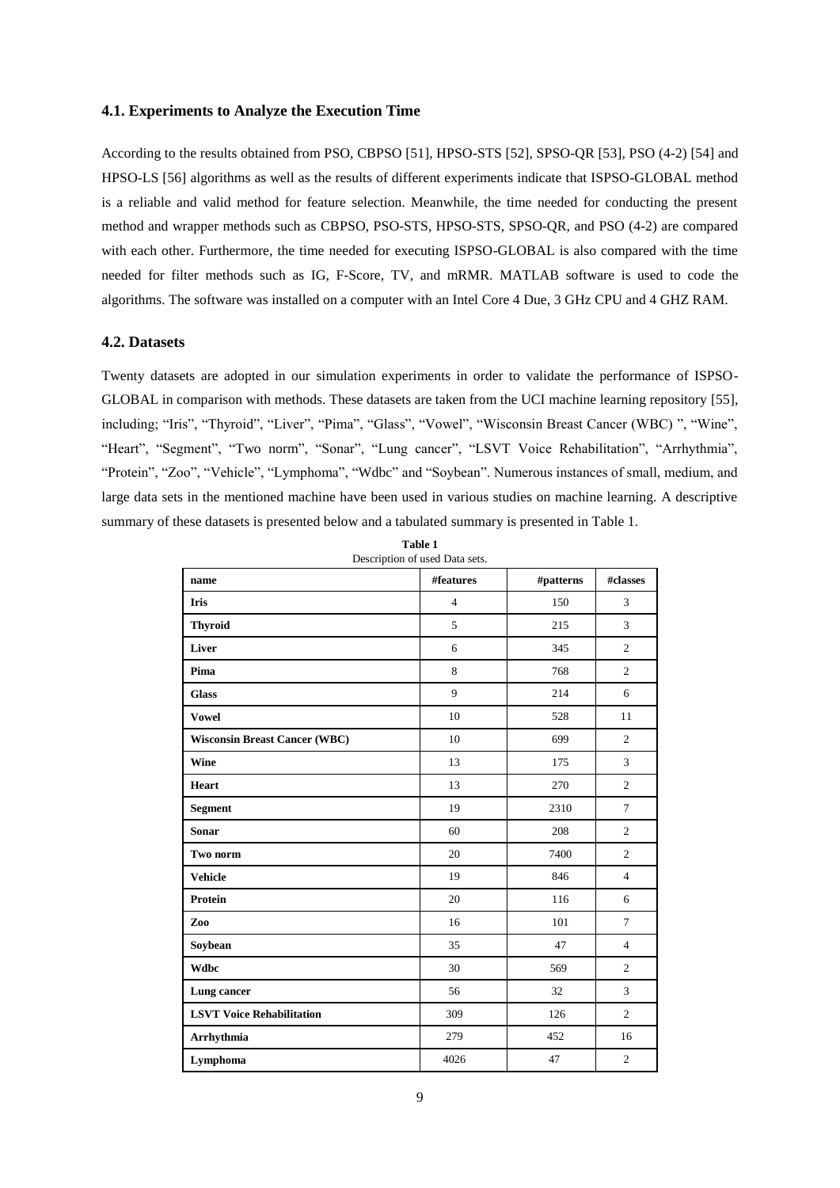### 4.1. Experiments to Analyze the Execution Time

According to the results obtained from PSO, CBPSO [51], HPSO-STS [52], SPSO-QR [53], PSO (4-2) [54] and HPSO-LS [56] algorithms as well as the results of different experiments indicate that ISPSO-GLOBAL method is a reliable and valid method for feature selection. Meanwhile, the time needed for conducting the present method and wrapper methods such as CBPSO, PSO-STS, HPSO-STS, SPSO-QR, and PSO (4-2) are compared with each other. Furthermore, the time needed for executing ISPSO-GLOBAL is also compared with the time needed for filter methods such as IG, F-Score, TV, and mRMR. MATLAB software is used to code the algorithms. The software was installed on a computer with an Intel Core 4 Due, 3 GHz CPU and 4 GHZ RAM.

### 4.2. Datasets

Twenty datasets are adopted in our simulation experiments in order to validate the performance of ISPSO-GLOBAL in comparison with methods. These datasets are taken from the UCI machine learning repository [55], including; "Iris", "Thyroid", "Liver", "Pima", "Glass", "Vowel", "Wisconsin Breast Cancer (WBC) ", "Wine", "Heart", "Segment", "Two norm", "Sonar", "Lung cancer", "LSVT Voice Rehabilitation", "Arrhythmia", "Protein", "Zoo", "Vehicle", "Lymphoma", "Wdbc" and "Soybean". Numerous instances of small, medium, and large data sets in the mentioned machine have been used in various studies on machine learning. A descriptive summary of these datasets is presented below and a tabulated summary is presented in Table 1.

**Table 1**
Description of used Data sets.

| name | #features | #patterns | #classes |
|---|---|---|---|
| **Iris** | 4 | 150 | 3 |
| **Thyroid** | 5 | 215 | 3 |
| **Liver** | 6 | 345 | 2 |
| **Pima** | 8 | 768 | 2 |
| **Glass** | 9 | 214 | 6 |
| **Vowel** | 10 | 528 | 11 |
| **Wisconsin Breast Cancer (WBC)** | 10 | 699 | 2 |
| **Wine** | 13 | 175 | 3 |
| **Heart** | 13 | 270 | 2 |
| **Segment** | 19 | 2310 | 7 |
| **Sonar** | 60 | 208 | 2 |
| **Two norm** | 20 | 7400 | 2 |
| **Vehicle** | 19 | 846 | 4 |
| **Protein** | 20 | 116 | 6 |
| **Zoo** | 16 | 101 | 7 |
| **Soybean** | 35 | 47 | 4 |
| **Wdbc** | 30 | 569 | 2 |
| **Lung cancer** | 56 | 32 | 3 |
| **LSVT Voice Rehabilitation** | 309 | 126 | 2 |
| **Arrhythmia** | 279 | 452 | 16 |
| **Lymphoma** | 4026 | 47 | 2 |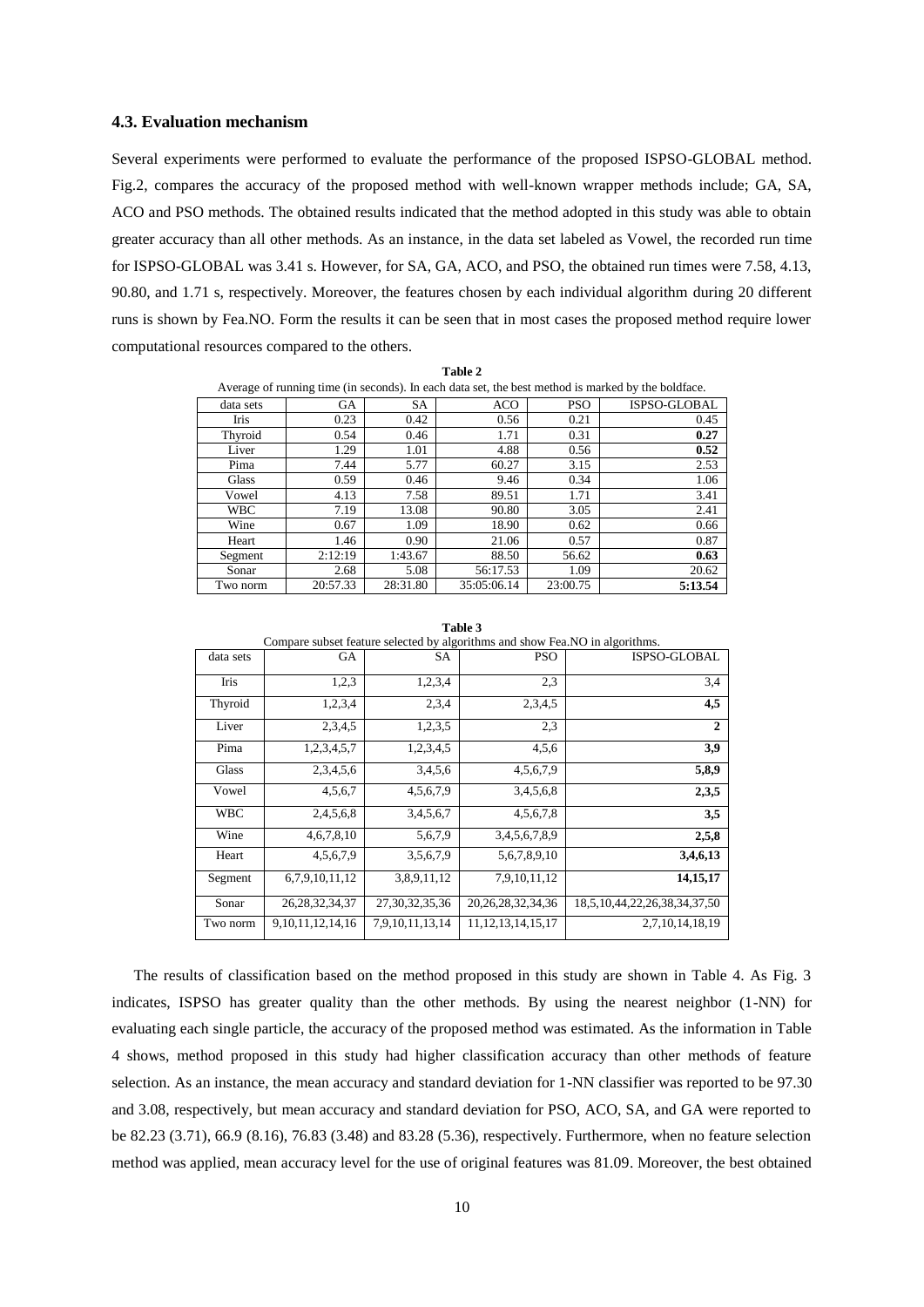### 4.3. Evaluation mechanism

Several experiments were performed to evaluate the performance of the proposed ISPSO-GLOBAL method. Fig.2, compares the accuracy of the proposed method with well-known wrapper methods include; GA, SA, ACO and PSO methods. The obtained results indicated that the method adopted in this study was able to obtain greater accuracy than all other methods. As an instance, in the data set labeled as Vowel, the recorded run time for ISPSO-GLOBAL was 3.41 s. However, for SA, GA, ACO, and PSO, the obtained run times were 7.58, 4.13, 90.80, and 1.71 s, respectively. Moreover, the features chosen by each individual algorithm during 20 different runs is shown by Fea.NO. Form the results it can be seen that in most cases the proposed method require lower computational resources compared to the others.

**Table 2**

Average of running time (in seconds). In each data set, the best method is marked by the boldface.

| data sets | GA | SA | ACO | PSO | ISPSO-GLOBAL |
|---|---|---|---|---|---|
| Iris | 0.23 | 0.42 | 0.56 | 0.21 | 0.45 |
| Thyroid | 0.54 | 0.46 | 1.71 | 0.31 | **0.27** |
| Liver | 1.29 | 1.01 | 4.88 | 0.56 | **0.52** |
| Pima | 7.44 | 5.77 | 60.27 | 3.15 | 2.53 |
| Glass | 0.59 | 0.46 | 9.46 | 0.34 | 1.06 |
| Vowel | 4.13 | 7.58 | 89.51 | 1.71 | 3.41 |
| WBC | 7.19 | 13.08 | 90.80 | 3.05 | 2.41 |
| Wine | 0.67 | 1.09 | 18.90 | 0.62 | 0.66 |
| Heart | 1.46 | 0.90 | 21.06 | 0.57 | 0.87 |
| Segment | 2:12:19 | 1:43.67 | 88.50 | 56.62 | **0.63** |
| Sonar | 2.68 | 5.08 | 56:17.53 | 1.09 | 20.62 |
| Two norm | 20:57.33 | 28:31.80 | 35:05:06.14 | 23:00.75 | **5:13.54** |

**Table 3**

Compare subset feature selected by algorithms and show Fea.NO in algorithms.

| data sets | GA | SA | PSO | ISPSO-GLOBAL |
|---|---|---|---|---|
| Iris | 1,2,3 | 1,2,3,4 | 2,3 | 3,4 |
| Thyroid | 1,2,3,4 | 2,3,4 | 2,3,4,5 | **4,5** |
| Liver | 2,3,4,5 | 1,2,3,5 | 2,3 | **2** |
| Pima | 1,2,3,4,5,7 | 1,2,3,4,5 | 4,5,6 | **3,9** |
| Glass | 2,3,4,5,6 | 3,4,5,6 | 4,5,6,7,9 | **5,8,9** |
| Vowel | 4,5,6,7 | 4,5,6,7,9 | 3,4,5,6,8 | **2,3,5** |
| WBC | 2,4,5,6,8 | 3,4,5,6,7 | 4,5,6,7,8 | **3,5** |
| Wine | 4,6,7,8,10 | 5,6,7,9 | 3,4,5,6,7,8,9 | **2,5,8** |
| Heart | 4,5,6,7,9 | 3,5,6,7,9 | 5,6,7,8,9,10 | **3,4,6,13** |
| Segment | 6,7,9,10,11,12 | 3,8,9,11,12 | 7,9,10,11,12 | **14,15,17** |
| Sonar | 26,28,32,34,37 | 27,30,32,35,36 | 20,26,28,32,34,36 | 18,5,10,44,22,26,38,34,37,50 |
| Two norm | 9,10,11,12,14,16 | 7,9,10,11,13,14 | 11,12,13,14,15,17 | 2,7,10,14,18,19 |

The results of classification based on the method proposed in this study are shown in Table 4. As Fig. 3 indicates, ISPSO has greater quality than the other methods. By using the nearest neighbor (1-NN) for evaluating each single particle, the accuracy of the proposed method was estimated. As the information in Table 4 shows, method proposed in this study had higher classification accuracy than other methods of feature selection. As an instance, the mean accuracy and standard deviation for 1-NN classifier was reported to be 97.30 and 3.08, respectively, but mean accuracy and standard deviation for PSO, ACO, SA, and GA were reported to be 82.23 (3.71), 66.9 (8.16), 76.83 (3.48) and 83.28 (5.36), respectively. Furthermore, when no feature selection method was applied, mean accuracy level for the use of original features was 81.09. Moreover, the best obtained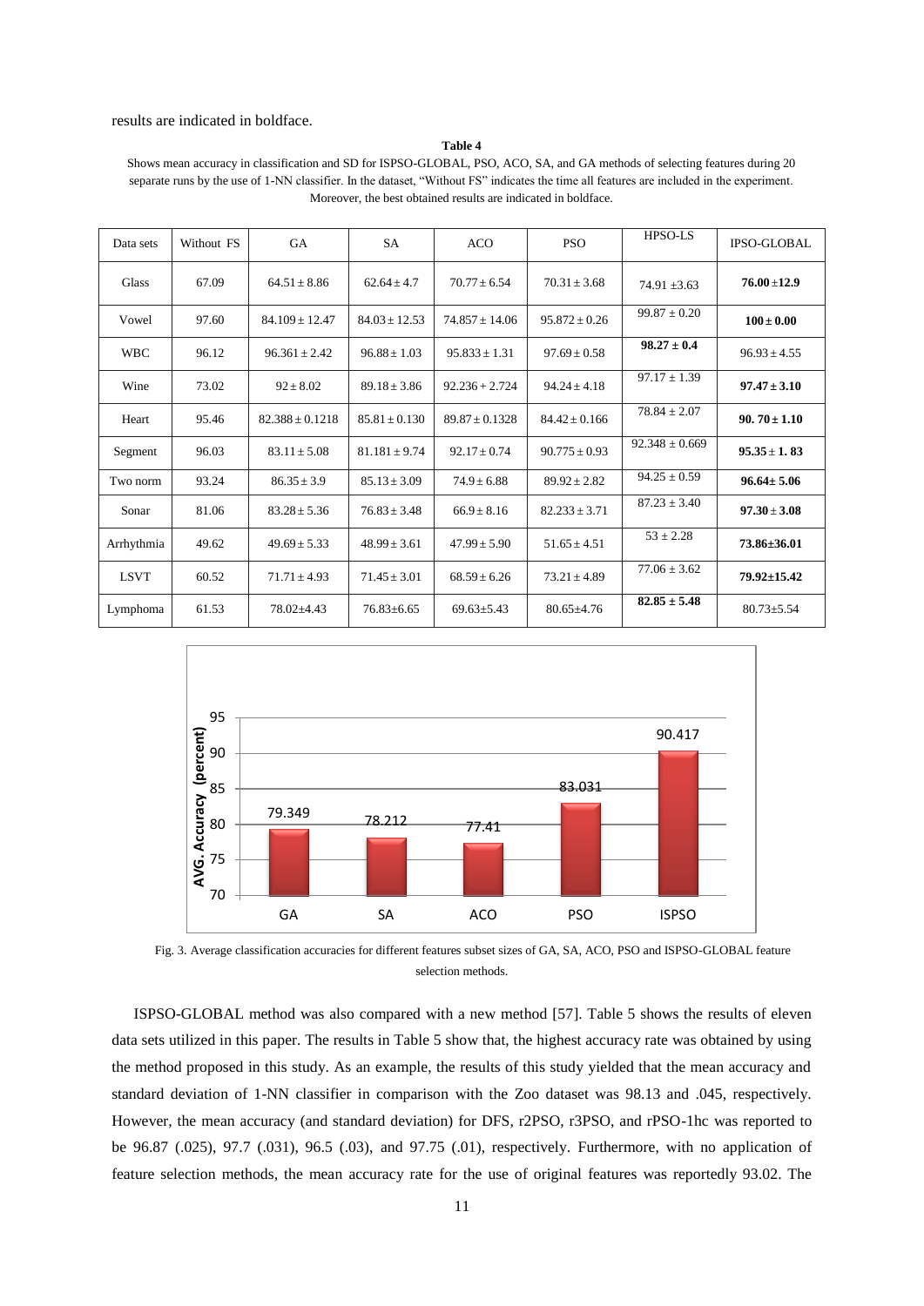results are indicated in boldface.

**Table 4**

Shows mean accuracy in classification and SD for ISPSO-GLOBAL, PSO, ACO, SA, and GA methods of selecting features during 20 separate runs by the use of 1-NN classifier. In the dataset, "Without FS" indicates the time all features are included in the experiment. Moreover, the best obtained results are indicated in boldface.

| Data sets | Without FS | GA | SA | ACO | PSO | HPSO-LS | IPSO-GLOBAL |
|---|---|---|---|---|---|---|---|
| Glass | 67.09 | $64.51 \pm 8.86$ | $62.64 \pm 4.7$ | $70.77 \pm 6.54$ | $70.31 \pm 3.68$ | $74.91 \pm 3.63$ | **$76.00 \pm 12.9$** |
| Vowel | 97.60 | $84.109 \pm 12.47$ | $84.03 \pm 12.53$ | $74.857 \pm 14.06$ | $95.872 \pm 0.26$ | $99.87 \pm 0.20$ | **$100 \pm 0.00$** |
| WBC | 96.12 | $96.361 \pm 2.42$ | $96.88 \pm 1.03$ | $95.833 \pm 1.31$ | $97.69 \pm 0.58$ | **$98.27 \pm 0.4$** | $96.93 \pm 4.55$ |
| Wine | 73.02 | $92 \pm 8.02$ | $89.18 \pm 3.86$ | $92.236 + 2.724$ | $94.24 \pm 4.18$ | $97.17 \pm 1.39$ | **$97.47 \pm 3.10$** |
| Heart | 95.46 | $82.388 \pm 0.1218$ | $85.81 \pm 0.130$ | $89.87 \pm 0.1328$ | $84.42 \pm 0.166$ | $78.84 \pm 2.07$ | **$90.70 \pm 1.10$** |
| Segment | 96.03 | $83.11 \pm 5.08$ | $81.181 \pm 9.74$ | $92.17 \pm 0.74$ | $90.775 \pm 0.93$ | $92.348 \pm 0.669$ | **$95.35 \pm 1.83$** |
| Two norm | 93.24 | $86.35 \pm 3.9$ | $85.13 \pm 3.09$ | $74.9 \pm 6.88$ | $89.92 \pm 2.82$ | $94.25 \pm 0.59$ | **$96.64 \pm 5.06$** |
| Sonar | 81.06 | $83.28 \pm 5.36$ | $76.83 \pm 3.48$ | $66.9 \pm 8.16$ | $82.233 \pm 3.71$ | $87.23 \pm 3.40$ | **$97.30 \pm 3.08$** |
| Arrhythmia | 49.62 | $49.69 \pm 5.33$ | $48.99 \pm 3.61$ | $47.99 \pm 5.90$ | $51.65 \pm 4.51$ | $53 \pm 2.28$ | **$73.86 \pm 36.01$** |
| LSVT | 60.52 | $71.71 \pm 4.93$ | $71.45 \pm 3.01$ | $68.59 \pm 6.26$ | $73.21 \pm 4.89$ | $77.06 \pm 3.62$ | **$79.92 \pm 15.42$** |
| Lymphoma | 61.53 | $78.02 \pm 4.43$ | $76.83 \pm 6.65$ | $69.63 \pm 5.43$ | $80.65 \pm 4.76$ | **$82.85 \pm 5.48$** | $80.73 \pm 5.54$ |

Fig. 3. Average classification accuracies for different features subset sizes of GA, SA, ACO, PSO and ISPSO-GLOBAL feature selection methods.

ISPSO-GLOBAL method was also compared with a new method [57]. Table 5 shows the results of eleven data sets utilized in this paper. The results in Table 5 show that, the highest accuracy rate was obtained by using the method proposed in this study. As an example, the results of this study yielded that the mean accuracy and standard deviation of 1-NN classifier in comparison with the Zoo dataset was 98.13 and .045, respectively. However, the mean accuracy (and standard deviation) for DFS, r2PSO, r3PSO, and rPSO-1hc was reported to be 96.87 (.025), 97.7 (.031), 96.5 (.03), and 97.75 (.01), respectively. Furthermore, with no application of feature selection methods, the mean accuracy rate for the use of original features was reportedly 93.02. The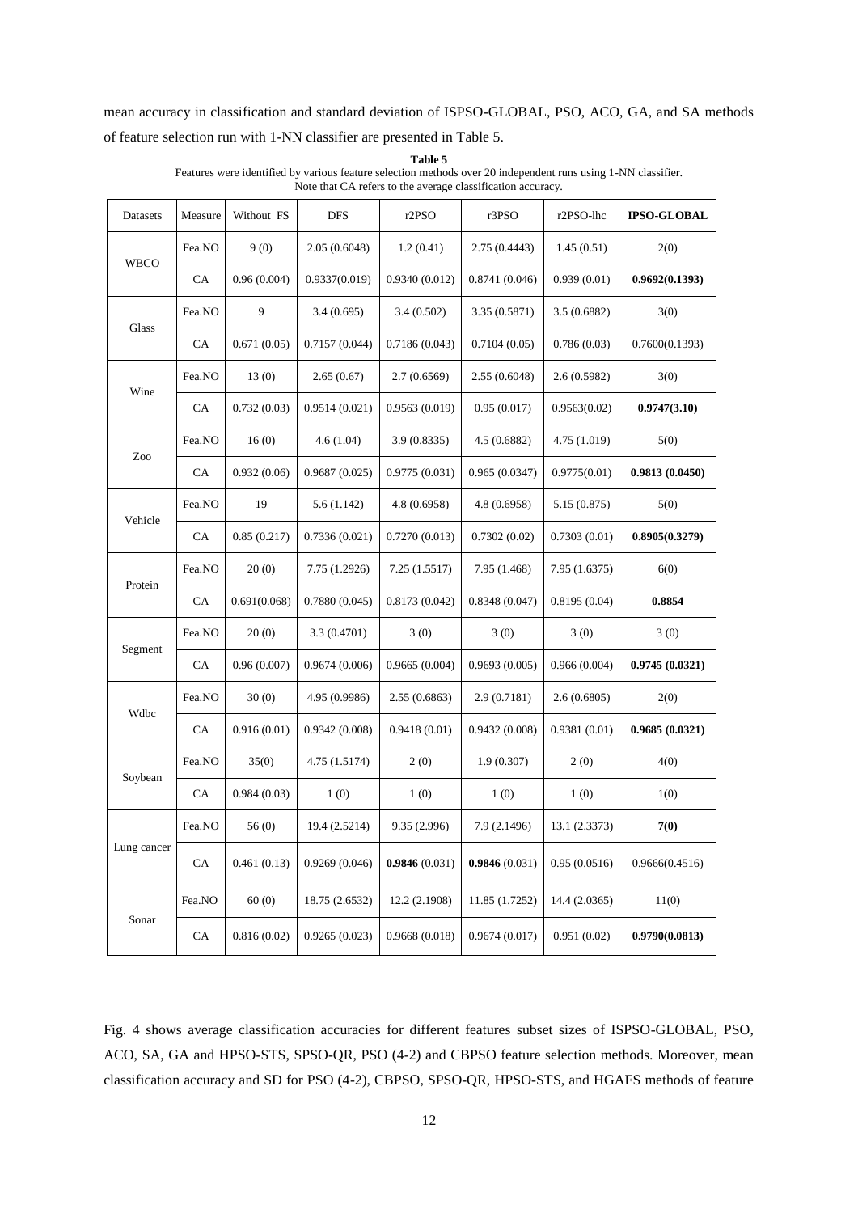mean accuracy in classification and standard deviation of ISPSO-GLOBAL, PSO, ACO, GA, and SA methods of feature selection run with 1-NN classifier are presented in Table 5.

**Table 5**
Features were identified by various feature selection methods over 20 independent runs using 1-NN classifier. Note that CA refers to the average classification accuracy.

| Datasets | Measure | Without FS | DFS | r2PSO | r3PSO | r2PSO-lhc | **IPSO-GLOBAL** |
|---|---|---|---|---|---|---|---|
| WBCO | Fea.NO | 9 (0) | 2.05 (0.6048) | 1.2 (0.41) | 2.75 (0.4443) | 1.45 (0.51) | 2(0) |
| | CA | 0.96 (0.004) | 0.9337(0.019) | 0.9340 (0.012) | 0.8741 (0.046) | 0.939 (0.01) | **0.9692(0.1393)** |
| Glass | Fea.NO | 9 | 3.4 (0.695) | 3.4 (0.502) | 3.35 (0.5871) | 3.5 (0.6882) | 3(0) |
| | CA | 0.671 (0.05) | 0.7157 (0.044) | 0.7186 (0.043) | 0.7104 (0.05) | 0.786 (0.03) | 0.7600(0.1393) |
| Wine | Fea.NO | 13 (0) | 2.65 (0.67) | 2.7 (0.6569) | 2.55 (0.6048) | 2.6 (0.5982) | 3(0) |
| | CA | 0.732 (0.03) | 0.9514 (0.021) | 0.9563 (0.019) | 0.95 (0.017) | 0.9563(0.02) | **0.9747(3.10)** |
| Zoo | Fea.NO | 16 (0) | 4.6 (1.04) | 3.9 (0.8335) | 4.5 (0.6882) | 4.75 (1.019) | 5(0) |
| | CA | 0.932 (0.06) | 0.9687 (0.025) | 0.9775 (0.031) | 0.965 (0.0347) | 0.9775(0.01) | **0.9813 (0.0450)** |
| Vehicle | Fea.NO | 19 | 5.6 (1.142) | 4.8 (0.6958) | 4.8 (0.6958) | 5.15 (0.875) | 5(0) |
| | CA | 0.85 (0.217) | 0.7336 (0.021) | 0.7270 (0.013) | 0.7302 (0.02) | 0.7303 (0.01) | **0.8905(0.3279)** |
| Protein | Fea.NO | 20 (0) | 7.75 (1.2926) | 7.25 (1.5517) | 7.95 (1.468) | 7.95 (1.6375) | 6(0) |
| | CA | 0.691(0.068) | 0.7880 (0.045) | 0.8173 (0.042) | 0.8348 (0.047) | 0.8195 (0.04) | **0.8854** |
| Segment | Fea.NO | 20 (0) | 3.3 (0.4701) | 3 (0) | 3 (0) | 3 (0) | 3 (0) |
| | CA | 0.96 (0.007) | 0.9674 (0.006) | 0.9665 (0.004) | 0.9693 (0.005) | 0.966 (0.004) | **0.9745 (0.0321)** |
| Wdbc | Fea.NO | 30 (0) | 4.95 (0.9986) | 2.55 (0.6863) | 2.9 (0.7181) | 2.6 (0.6805) | 2(0) |
| | CA | 0.916 (0.01) | 0.9342 (0.008) | 0.9418 (0.01) | 0.9432 (0.008) | 0.9381 (0.01) | **0.9685 (0.0321)** |
| Soybean | Fea.NO | 35(0) | 4.75 (1.5174) | 2 (0) | 1.9 (0.307) | 2 (0) | 4(0) |
| | CA | 0.984 (0.03) | 1 (0) | 1 (0) | 1 (0) | 1 (0) | 1(0) |
| Lung cancer | Fea.NO | 56 (0) | 19.4 (2.5214) | 9.35 (2.996) | 7.9 (2.1496) | 13.1 (2.3373) | **7(0)** |
| | CA | 0.461 (0.13) | 0.9269 (0.046) | **0.9846** (0.031) | **0.9846** (0.031) | 0.95 (0.0516) | 0.9666(0.4516) |
| Sonar | Fea.NO | 60 (0) | 18.75 (2.6532) | 12.2 (2.1908) | 11.85 (1.7252) | 14.4 (2.0365) | 11(0) |
| | CA | 0.816 (0.02) | 0.9265 (0.023) | 0.9668 (0.018) | 0.9674 (0.017) | 0.951 (0.02) | **0.9790(0.0813)** |

Fig. 4 shows average classification accuracies for different features subset sizes of ISPSO-GLOBAL, PSO, ACO, SA, GA and HPSO-STS, SPSO-QR, PSO (4-2) and CBPSO feature selection methods. Moreover, mean classification accuracy and SD for PSO (4-2), CBPSO, SPSO-QR, HPSO-STS, and HGAFS methods of feature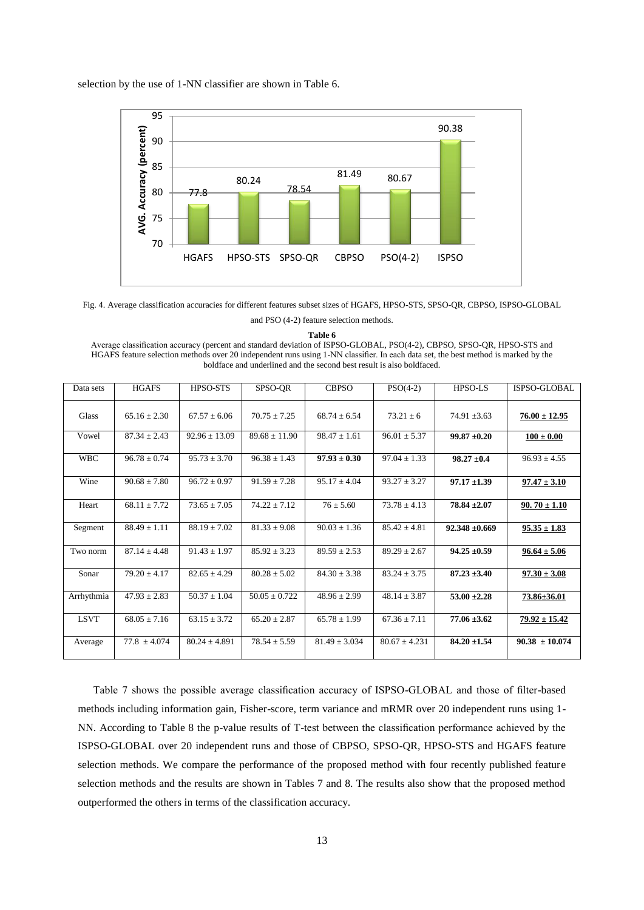selection by the use of 1-NN classifier are shown in Table 6.

Fig. 4. Average classification accuracies for different features subset sizes of HGAFS, HPSO-STS, SPSO-QR, CBPSO, ISPSO-GLOBAL and PSO (4-2) feature selection methods.

**Table 6**
Average classification accuracy (percent and standard deviation of ISPSO-GLOBAL, PSO(4-2), CBPSO, SPSO-QR, HPSO-STS and HGAFS feature selection methods over 20 independent runs using 1-NN classifier. In each data set, the best method is marked by the boldface and underlined and the second best result is also boldfaced.

| Data sets | HGAFS | HPSO-STS | SPSO-QR | CBPSO | PSO(4-2) | HPSO-LS | ISPSO-GLOBAL |
|---|---|---|---|---|---|---|---|
| Glass | 65.16 ± 2.30 | 67.57 ± 6.06 | 70.75 ± 7.25 | 68.74 ± 6.54 | 73.21 ± 6 | 74.91 ±3.63 | <u>**76.00 ± 12.95**</u> |
| Vowel | 87.34 ± 2.43 | 92.96 ± 13.09 | 89.68 ± 11.90 | 98.47 ± 1.61 | 96.01 ± 5.37 | **99.87 ±0.20** | <u>**100 ± 0.00**</u> |
| WBC | 96.78 ± 0.74 | 95.73 ± 3.70 | 96.38 ± 1.43 | **97.93 ± 0.30** | 97.04 ± 1.33 | **98.27 ±0.4** | 96.93 ± 4.55 |
| Wine | 90.68 ± 7.80 | 96.72 ± 0.97 | 91.59 ± 7.28 | 95.17 ± 4.04 | 93.27 ± 3.27 | **97.17 ±1.39** | <u>**97.47 ± 3.10**</u> |
| Heart | 68.11 ± 7.72 | 73.65 ± 7.05 | 74.22 ± 7.12 | 76 ± 5.60 | 73.78 ± 4.13 | **78.84 ±2.07** | <u>**90. 70 ± 1.10**</u> |
| Segment | 88.49 ± 1.11 | 88.19 ± 7.02 | 81.33 ± 9.08 | 90.03 ± 1.36 | 85.42 ± 4.81 | **92.348 ±0.669** | <u>**95.35 ± 1.83**</u> |
| Two norm | 87.14 ± 4.48 | 91.43 ± 1.97 | 85.92 ± 3.23 | 89.59 ± 2.53 | 89.29 ± 2.67 | **94.25 ±0.59** | <u>**96.64 ± 5.06**</u> |
| Sonar | 79.20 ± 4.17 | 82.65 ± 4.29 | 80.28 ± 5.02 | 84.30 ± 3.38 | 83.24 ± 3.75 | **87.23 ±3.40** | <u>**97.30 ± 3.08**</u> |
| Arrhythmia | 47.93 ± 2.83 | 50.37 ± 1.04 | 50.05 ± 0.722 | 48.96 ± 2.99 | 48.14 ± 3.87 | **53.00 ±2.28** | <u>**73.86±36.01**</u> |
| LSVT | 68.05 ± 7.16 | 63.15 ± 3.72 | 65.20 ± 2.87 | 65.78 ± 1.99 | 67.36 ± 7.11 | **77.06 ±3.62** | <u>**79.92 ± 15.42**</u> |
| Average | 77.8 ± 4.074 | 80.24 ± 4.891 | 78.54 ± 5.59 | 81.49 ± 3.034 | 80.67 ± 4.231 | **84.20 ±1.54** | **90.38 ± 10.074** |

Table 7 shows the possible average classification accuracy of ISPSO-GLOBAL and those of filter-based methods including information gain, Fisher-score, term variance and mRMR over 20 independent runs using 1-NN. According to Table 8 the p-value results of T-test between the classification performance achieved by the ISPSO-GLOBAL over 20 independent runs and those of CBPSO, SPSO-QR, HPSO-STS and HGAFS feature selection methods. We compare the performance of the proposed method with four recently published feature selection methods and the results are shown in Tables 7 and 8. The results also show that the proposed method outperformed the others in terms of the classification accuracy.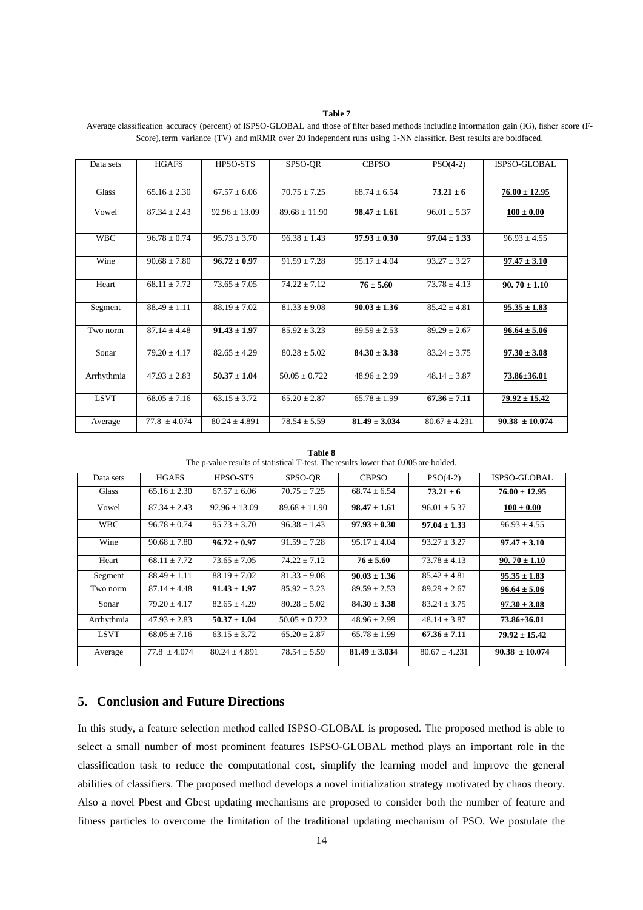**Table 7**

Average classification accuracy (percent) of ISPSO-GLOBAL and those of filter based methods including information gain (IG), fisher score (F-Score), term variance (TV) and mRMR over 20 independent runs using 1-NN classifier. Best results are boldfaced.

| Data sets | HGAFS | HPSO-STS | SPSO-QR | CBPSO | PSO(4-2) | ISPSO-GLOBAL |
|---|---|---|---|---|---|---|
| Glass | 65.16 ± 2.30 | 67.57 ± 6.06 | 70.75 ± 7.25 | 68.74 ± 6.54 | **73.21 ± 6** | **76.00 ± 12.95** |
| Vowel | 87.34 ± 2.43 | 92.96 ± 13.09 | 89.68 ± 11.90 | **98.47 ± 1.61** | 96.01 ± 5.37 | **100 ± 0.00** |
| WBC | 96.78 ± 0.74 | 95.73 ± 3.70 | 96.38 ± 1.43 | **97.93 ± 0.30** | **97.04 ± 1.33** | 96.93 ± 4.55 |
| Wine | 90.68 ± 7.80 | **96.72 ± 0.97** | 91.59 ± 7.28 | 95.17 ± 4.04 | 93.27 ± 3.27 | **97.47 ± 3.10** |
| Heart | 68.11 ± 7.72 | 73.65 ± 7.05 | 74.22 ± 7.12 | **76 ± 5.60** | 73.78 ± 4.13 | **90. 70 ± 1.10** |
| Segment | 88.49 ± 1.11 | 88.19 ± 7.02 | 81.33 ± 9.08 | **90.03 ± 1.36** | 85.42 ± 4.81 | **95.35 ± 1.83** |
| Two norm | 87.14 ± 4.48 | **91.43 ± 1.97** | 85.92 ± 3.23 | 89.59 ± 2.53 | 89.29 ± 2.67 | **96.64 ± 5.06** |
| Sonar | 79.20 ± 4.17 | 82.65 ± 4.29 | 80.28 ± 5.02 | **84.30 ± 3.38** | 83.24 ± 3.75 | **97.30 ± 3.08** |
| Arrhythmia | 47.93 ± 2.83 | **50.37 ± 1.04** | 50.05 ± 0.722 | 48.96 ± 2.99 | 48.14 ± 3.87 | **73.86±36.01** |
| LSVT | 68.05 ± 7.16 | 63.15 ± 3.72 | 65.20 ± 2.87 | 65.78 ± 1.99 | **67.36 ± 7.11** | **79.92 ± 15.42** |
| Average | 77.8 ± 4.074 | 80.24 ± 4.891 | 78.54 ± 5.59 | **81.49 ± 3.034** | 80.67 ± 4.231 | **90.38 ± 10.074** |

**Table 8**

The p-value results of statistical T-test. The results lower that 0.005 are bolded.

| Data sets | HGAFS | HPSO-STS | SPSO-QR | CBPSO | PSO(4-2) | ISPSO-GLOBAL |
|---|---|---|---|---|---|---|
| Glass | 65.16 ± 2.30 | 67.57 ± 6.06 | 70.75 ± 7.25 | 68.74 ± 6.54 | **73.21 ± 6** | **76.00 ± 12.95** |
| Vowel | 87.34 ± 2.43 | 92.96 ± 13.09 | 89.68 ± 11.90 | **98.47 ± 1.61** | 96.01 ± 5.37 | **100 ± 0.00** |
| WBC | 96.78 ± 0.74 | 95.73 ± 3.70 | 96.38 ± 1.43 | **97.93 ± 0.30** | **97.04 ± 1.33** | 96.93 ± 4.55 |
| Wine | 90.68 ± 7.80 | **96.72 ± 0.97** | 91.59 ± 7.28 | 95.17 ± 4.04 | 93.27 ± 3.27 | **97.47 ± 3.10** |
| Heart | 68.11 ± 7.72 | 73.65 ± 7.05 | 74.22 ± 7.12 | **76 ± 5.60** | 73.78 ± 4.13 | **90. 70 ± 1.10** |
| Segment | 88.49 ± 1.11 | 88.19 ± 7.02 | 81.33 ± 9.08 | **90.03 ± 1.36** | 85.42 ± 4.81 | **95.35 ± 1.83** |
| Two norm | 87.14 ± 4.48 | **91.43 ± 1.97** | 85.92 ± 3.23 | 89.59 ± 2.53 | 89.29 ± 2.67 | **96.64 ± 5.06** |
| Sonar | 79.20 ± 4.17 | 82.65 ± 4.29 | 80.28 ± 5.02 | **84.30 ± 3.38** | 83.24 ± 3.75 | **97.30 ± 3.08** |
| Arrhythmia | 47.93 ± 2.83 | **50.37 ± 1.04** | 50.05 ± 0.722 | 48.96 ± 2.99 | 48.14 ± 3.87 | **73.86±36.01** |
| LSVT | 68.05 ± 7.16 | 63.15 ± 3.72 | 65.20 ± 2.87 | 65.78 ± 1.99 | **67.36 ± 7.11** | **79.92 ± 15.42** |
| Average | 77.8 ± 4.074 | 80.24 ± 4.891 | 78.54 ± 5.59 | **81.49 ± 3.034** | 80.67 ± 4.231 | **90.38 ± 10.074** |

## 5. Conclusion and Future Directions

In this study, a feature selection method called ISPSO-GLOBAL is proposed. The proposed method is able to select a small number of most prominent features ISPSO-GLOBAL method plays an important role in the classification task to reduce the computational cost, simplify the learning model and improve the general abilities of classifiers. The proposed method develops a novel initialization strategy motivated by chaos theory. Also a novel Pbest and Gbest updating mechanisms are proposed to consider both the number of feature and fitness particles to overcome the limitation of the traditional updating mechanism of PSO. We postulate the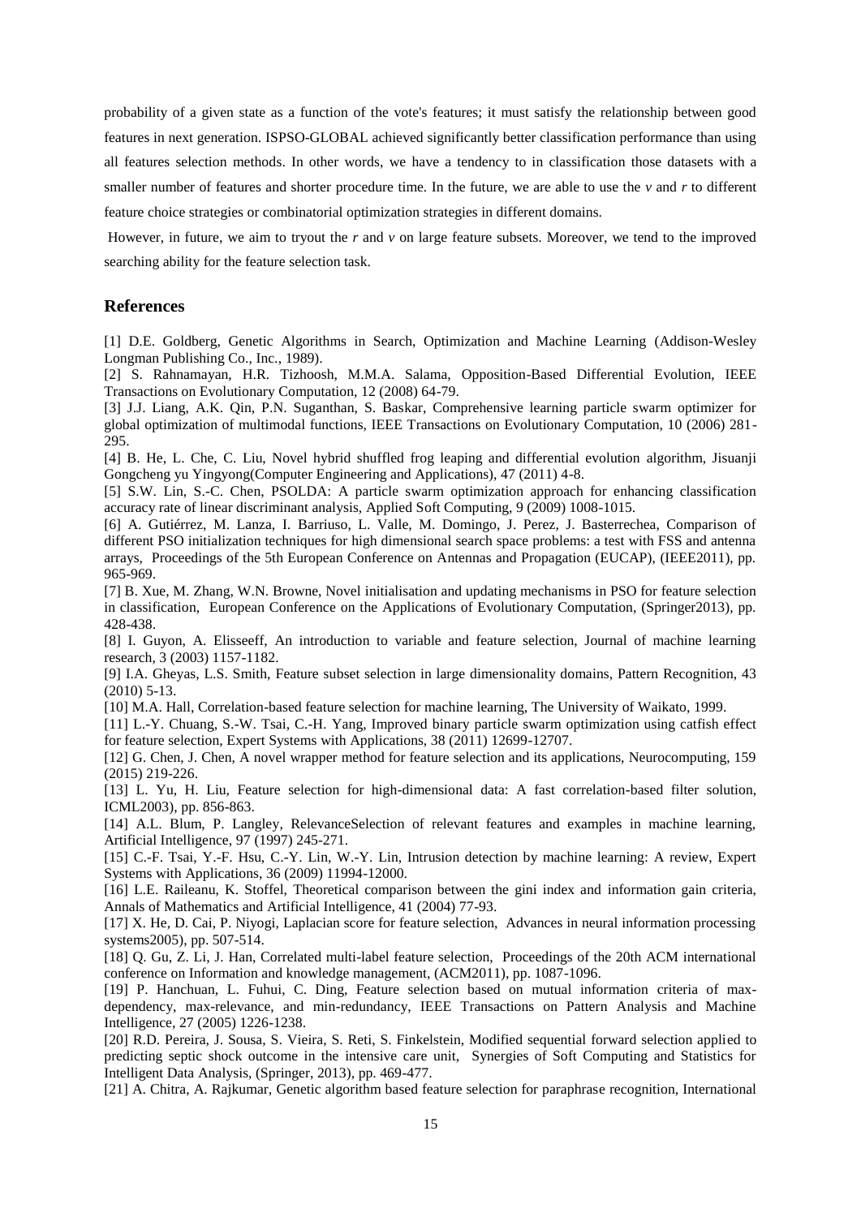probability of a given state as a function of the vote's features; it must satisfy the relationship between good features in next generation. ISPSO-GLOBAL achieved significantly better classification performance than using all features selection methods. In other words, we have a tendency to in classification those datasets with a smaller number of features and shorter procedure time. In the future, we are able to use the *v* and *r* to different feature choice strategies or combinatorial optimization strategies in different domains.

However, in future, we aim to tryout the *r* and *v* on large feature subsets. Moreover, we tend to the improved searching ability for the feature selection task.

## References

[1] D.E. Goldberg, Genetic Algorithms in Search, Optimization and Machine Learning (Addison-Wesley Longman Publishing Co., Inc., 1989).

[2] S. Rahnamayan, H.R. Tizhoosh, M.M.A. Salama, Opposition-Based Differential Evolution, IEEE Transactions on Evolutionary Computation, 12 (2008) 64-79.

[3] J.J. Liang, A.K. Qin, P.N. Suganthan, S. Baskar, Comprehensive learning particle swarm optimizer for global optimization of multimodal functions, IEEE Transactions on Evolutionary Computation, 10 (2006) 281-295.

[4] B. He, L. Che, C. Liu, Novel hybrid shuffled frog leaping and differential evolution algorithm, Jisuanji Gongcheng yu Yingyong(Computer Engineering and Applications), 47 (2011) 4-8.

[5] S.W. Lin, S.-C. Chen, PSOLDA: A particle swarm optimization approach for enhancing classification accuracy rate of linear discriminant analysis, Applied Soft Computing, 9 (2009) 1008-1015.

[6] A. Gutiérrez, M. Lanza, I. Barriuso, L. Valle, M. Domingo, J. Perez, J. Basterrechea, Comparison of different PSO initialization techniques for high dimensional search space problems: a test with FSS and antenna arrays, Proceedings of the 5th European Conference on Antennas and Propagation (EUCAP), (IEEE2011), pp. 965-969.

[7] B. Xue, M. Zhang, W.N. Browne, Novel initialisation and updating mechanisms in PSO for feature selection in classification, European Conference on the Applications of Evolutionary Computation, (Springer2013), pp. 428-438.

[8] I. Guyon, A. Elisseeff, An introduction to variable and feature selection, Journal of machine learning research, 3 (2003) 1157-1182.

[9] I.A. Gheyas, L.S. Smith, Feature subset selection in large dimensionality domains, Pattern Recognition, 43 (2010) 5-13.

[10] M.A. Hall, Correlation-based feature selection for machine learning, The University of Waikato, 1999.

[11] L.-Y. Chuang, S.-W. Tsai, C.-H. Yang, Improved binary particle swarm optimization using catfish effect for feature selection, Expert Systems with Applications, 38 (2011) 12699-12707.

[12] G. Chen, J. Chen, A novel wrapper method for feature selection and its applications, Neurocomputing, 159 (2015) 219-226.

[13] L. Yu, H. Liu, Feature selection for high-dimensional data: A fast correlation-based filter solution, ICML2003), pp. 856-863.

[14] A.L. Blum, P. Langley, RelevanceSelection of relevant features and examples in machine learning, Artificial Intelligence, 97 (1997) 245-271.

[15] C.-F. Tsai, Y.-F. Hsu, C.-Y. Lin, W.-Y. Lin, Intrusion detection by machine learning: A review, Expert Systems with Applications, 36 (2009) 11994-12000.

[16] L.E. Raileanu, K. Stoffel, Theoretical comparison between the gini index and information gain criteria, Annals of Mathematics and Artificial Intelligence, 41 (2004) 77-93.

[17] X. He, D. Cai, P. Niyogi, Laplacian score for feature selection, Advances in neural information processing systems2005), pp. 507-514.

[18] Q. Gu, Z. Li, J. Han, Correlated multi-label feature selection, Proceedings of the 20th ACM international conference on Information and knowledge management, (ACM2011), pp. 1087-1096.

[19] P. Hanchuan, L. Fuhui, C. Ding, Feature selection based on mutual information criteria of max-dependency, max-relevance, and min-redundancy, IEEE Transactions on Pattern Analysis and Machine Intelligence, 27 (2005) 1226-1238.

[20] R.D. Pereira, J. Sousa, S. Vieira, S. Reti, S. Finkelstein, Modified sequential forward selection applied to predicting septic shock outcome in the intensive care unit, Synergies of Soft Computing and Statistics for Intelligent Data Analysis, (Springer, 2013), pp. 469-477.

[21] A. Chitra, A. Rajkumar, Genetic algorithm based feature selection for paraphrase recognition, International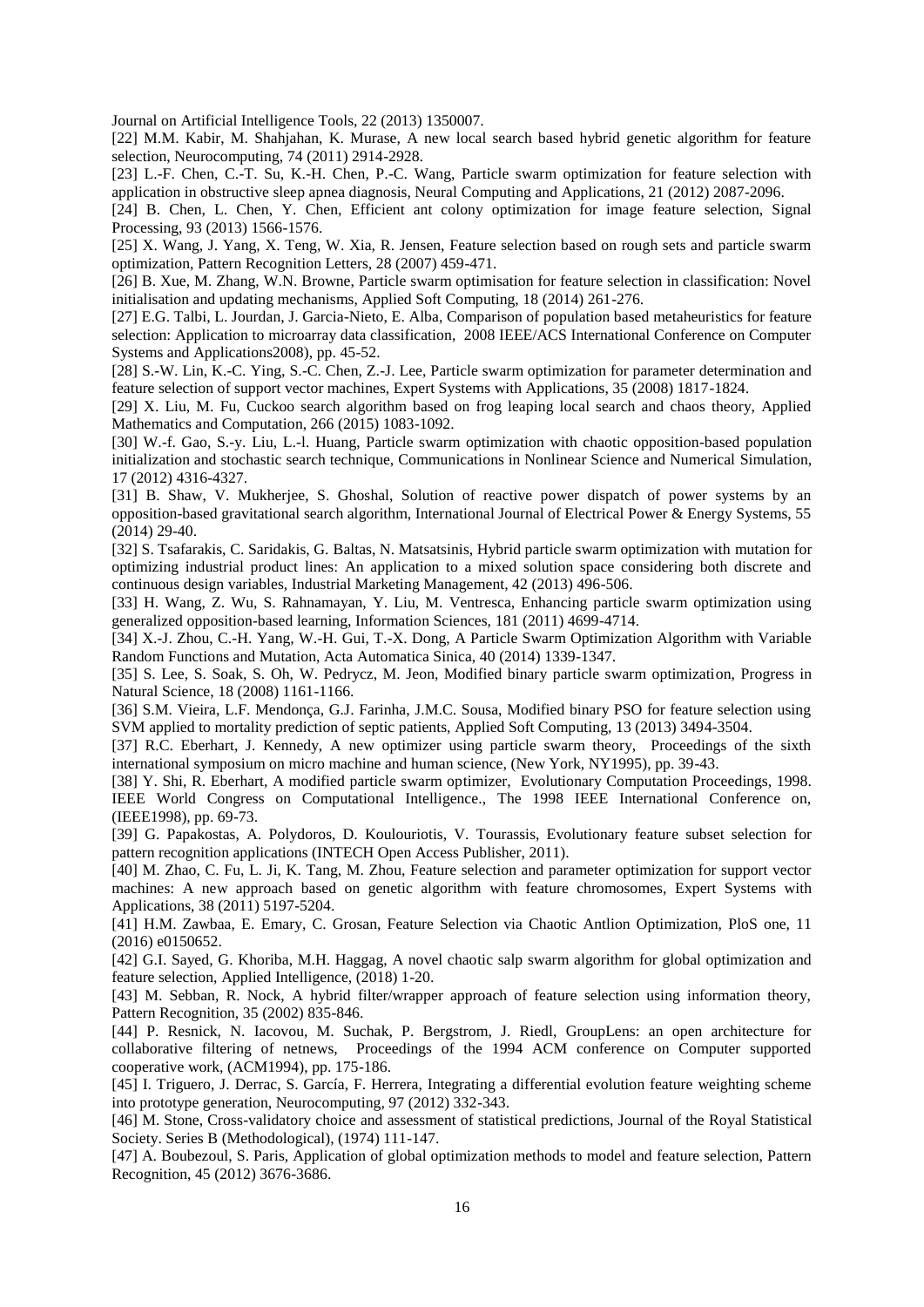Journal on Artificial Intelligence Tools, 22 (2013) 1350007.

[22] M.M. Kabir, M. Shahjahan, K. Murase, A new local search based hybrid genetic algorithm for feature selection, Neurocomputing, 74 (2011) 2914-2928.

[23] L.-F. Chen, C.-T. Su, K.-H. Chen, P.-C. Wang, Particle swarm optimization for feature selection with application in obstructive sleep apnea diagnosis, Neural Computing and Applications, 21 (2012) 2087-2096.

[24] B. Chen, L. Chen, Y. Chen, Efficient ant colony optimization for image feature selection, Signal Processing, 93 (2013) 1566-1576.

[25] X. Wang, J. Yang, X. Teng, W. Xia, R. Jensen, Feature selection based on rough sets and particle swarm optimization, Pattern Recognition Letters, 28 (2007) 459-471.

[26] B. Xue, M. Zhang, W.N. Browne, Particle swarm optimisation for feature selection in classification: Novel initialisation and updating mechanisms, Applied Soft Computing, 18 (2014) 261-276.

[27] E.G. Talbi, L. Jourdan, J. Garcia-Nieto, E. Alba, Comparison of population based metaheuristics for feature selection: Application to microarray data classification, 2008 IEEE/ACS International Conference on Computer Systems and Applications2008), pp. 45-52.

[28] S.-W. Lin, K.-C. Ying, S.-C. Chen, Z.-J. Lee, Particle swarm optimization for parameter determination and feature selection of support vector machines, Expert Systems with Applications, 35 (2008) 1817-1824.

[29] X. Liu, M. Fu, Cuckoo search algorithm based on frog leaping local search and chaos theory, Applied Mathematics and Computation, 266 (2015) 1083-1092.

[30] W.-f. Gao, S.-y. Liu, L.-l. Huang, Particle swarm optimization with chaotic opposition-based population initialization and stochastic search technique, Communications in Nonlinear Science and Numerical Simulation, 17 (2012) 4316-4327.

[31] B. Shaw, V. Mukherjee, S. Ghoshal, Solution of reactive power dispatch of power systems by an opposition-based gravitational search algorithm, International Journal of Electrical Power & Energy Systems, 55 (2014) 29-40.

[32] S. Tsafarakis, C. Saridakis, G. Baltas, N. Matsatsinis, Hybrid particle swarm optimization with mutation for optimizing industrial product lines: An application to a mixed solution space considering both discrete and continuous design variables, Industrial Marketing Management, 42 (2013) 496-506.

[33] H. Wang, Z. Wu, S. Rahnamayan, Y. Liu, M. Ventresca, Enhancing particle swarm optimization using generalized opposition-based learning, Information Sciences, 181 (2011) 4699-4714.

[34] X.-J. Zhou, C.-H. Yang, W.-H. Gui, T.-X. Dong, A Particle Swarm Optimization Algorithm with Variable Random Functions and Mutation, Acta Automatica Sinica, 40 (2014) 1339-1347.

[35] S. Lee, S. Soak, S. Oh, W. Pedrycz, M. Jeon, Modified binary particle swarm optimization, Progress in Natural Science, 18 (2008) 1161-1166.

[36] S.M. Vieira, L.F. Mendonça, G.J. Farinha, J.M.C. Sousa, Modified binary PSO for feature selection using SVM applied to mortality prediction of septic patients, Applied Soft Computing, 13 (2013) 3494-3504.

[37] R.C. Eberhart, J. Kennedy, A new optimizer using particle swarm theory, Proceedings of the sixth international symposium on micro machine and human science, (New York, NY1995), pp. 39-43.

[38] Y. Shi, R. Eberhart, A modified particle swarm optimizer, Evolutionary Computation Proceedings, 1998. IEEE World Congress on Computational Intelligence., The 1998 IEEE International Conference on, (IEEE1998), pp. 69-73.

[39] G. Papakostas, A. Polydoros, D. Koulouriotis, V. Tourassis, Evolutionary feature subset selection for pattern recognition applications (INTECH Open Access Publisher, 2011).

[40] M. Zhao, C. Fu, L. Ji, K. Tang, M. Zhou, Feature selection and parameter optimization for support vector machines: A new approach based on genetic algorithm with feature chromosomes, Expert Systems with Applications, 38 (2011) 5197-5204.

[41] H.M. Zawbaa, E. Emary, C. Grosan, Feature Selection via Chaotic Antlion Optimization, PloS one, 11 (2016) e0150652.

[42] G.I. Sayed, G. Khoriba, M.H. Haggag, A novel chaotic salp swarm algorithm for global optimization and feature selection, Applied Intelligence, (2018) 1-20.

[43] M. Sebban, R. Nock, A hybrid filter/wrapper approach of feature selection using information theory, Pattern Recognition, 35 (2002) 835-846.

[44] P. Resnick, N. Iacovou, M. Suchak, P. Bergstrom, J. Riedl, GroupLens: an open architecture for collaborative filtering of netnews, Proceedings of the 1994 ACM conference on Computer supported cooperative work, (ACM1994), pp. 175-186.

[45] I. Triguero, J. Derrac, S. García, F. Herrera, Integrating a differential evolution feature weighting scheme into prototype generation, Neurocomputing, 97 (2012) 332-343.

[46] M. Stone, Cross-validatory choice and assessment of statistical predictions, Journal of the Royal Statistical Society. Series B (Methodological), (1974) 111-147.

[47] A. Boubezoul, S. Paris, Application of global optimization methods to model and feature selection, Pattern Recognition, 45 (2012) 3676-3686.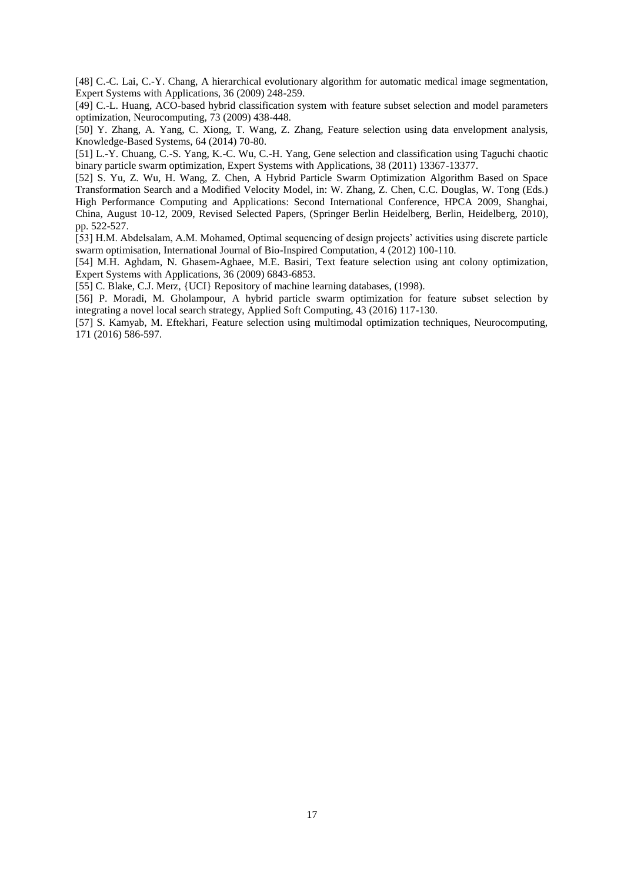[48] C.-C. Lai, C.-Y. Chang, A hierarchical evolutionary algorithm for automatic medical image segmentation, Expert Systems with Applications, 36 (2009) 248-259.

[49] C.-L. Huang, ACO-based hybrid classification system with feature subset selection and model parameters optimization, Neurocomputing, 73 (2009) 438-448.

[50] Y. Zhang, A. Yang, C. Xiong, T. Wang, Z. Zhang, Feature selection using data envelopment analysis, Knowledge-Based Systems, 64 (2014) 70-80.

[51] L.-Y. Chuang, C.-S. Yang, K.-C. Wu, C.-H. Yang, Gene selection and classification using Taguchi chaotic binary particle swarm optimization, Expert Systems with Applications, 38 (2011) 13367-13377.

[52] S. Yu, Z. Wu, H. Wang, Z. Chen, A Hybrid Particle Swarm Optimization Algorithm Based on Space Transformation Search and a Modified Velocity Model, in: W. Zhang, Z. Chen, C.C. Douglas, W. Tong (Eds.) High Performance Computing and Applications: Second International Conference, HPCA 2009, Shanghai, China, August 10-12, 2009, Revised Selected Papers, (Springer Berlin Heidelberg, Berlin, Heidelberg, 2010), pp. 522-527.

[53] H.M. Abdelsalam, A.M. Mohamed, Optimal sequencing of design projects' activities using discrete particle swarm optimisation, International Journal of Bio-Inspired Computation, 4 (2012) 100-110.

[54] M.H. Aghdam, N. Ghasem-Aghaee, M.E. Basiri, Text feature selection using ant colony optimization, Expert Systems with Applications, 36 (2009) 6843-6853.

[55] C. Blake, C.J. Merz, {UCI} Repository of machine learning databases, (1998).

[56] P. Moradi, M. Gholampour, A hybrid particle swarm optimization for feature subset selection by integrating a novel local search strategy, Applied Soft Computing, 43 (2016) 117-130.

[57] S. Kamyab, M. Eftekhari, Feature selection using multimodal optimization techniques, Neurocomputing, 171 (2016) 586-597.